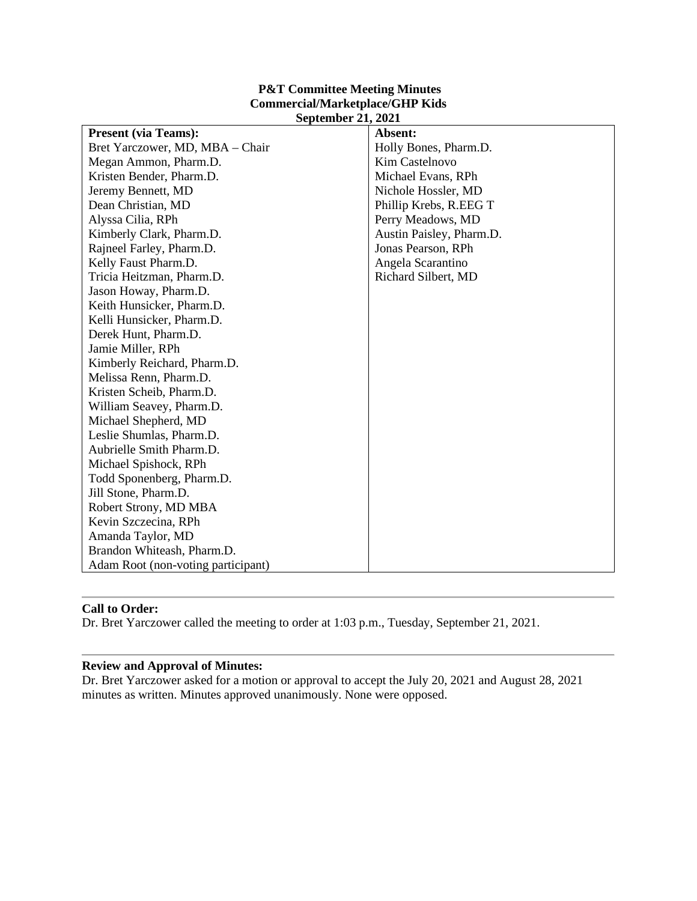**P&T Committee Meeting Minutes**
**Commercial/Marketplace/GHP Kids**
**September 21, 2021**

| **Present (via Teams):** | **Absent:** |
| --- | --- |
| Bret Yarczower, MD, MBA – Chair | Holly Bones, Pharm.D. |
| Megan Ammon, Pharm.D. | Kim Castelnovo |
| Kristen Bender, Pharm.D. | Michael Evans, RPh |
| Jeremy Bennett, MD | Nichole Hossler, MD |
| Dean Christian, MD | Phillip Krebs, R.EEG T |
| Alyssa Cilia, RPh | Perry Meadows, MD |
| Kimberly Clark, Pharm.D. | Austin Paisley, Pharm.D. |
| Rajneel Farley, Pharm.D. | Jonas Pearson, RPh |
| Kelly Faust Pharm.D. | Angela Scarantino |
| Tricia Heitzman, Pharm.D. | Richard Silbert, MD |
| Jason Howay, Pharm.D. | |
| Keith Hunsicker, Pharm.D. | |
| Kelli Hunsicker, Pharm.D. | |
| Derek Hunt, Pharm.D. | |
| Jamie Miller, RPh | |
| Kimberly Reichard, Pharm.D. | |
| Melissa Renn, Pharm.D. | |
| Kristen Scheib, Pharm.D. | |
| William Seavey, Pharm.D. | |
| Michael Shepherd, MD | |
| Leslie Shumlas, Pharm.D. | |
| Aubrielle Smith Pharm.D. | |
| Michael Spishock, RPh | |
| Todd Sponenberg, Pharm.D. | |
| Jill Stone, Pharm.D. | |
| Robert Strony, MD MBA | |
| Kevin Szczecina, RPh | |
| Amanda Taylor, MD | |
| Brandon Whiteash, Pharm.D. | |
| Adam Root (non-voting participant) | |

---

**Call to Order:**
Dr. Bret Yarczower called the meeting to order at 1:03 p.m., Tuesday, September 21, 2021.

---

**Review and Approval of Minutes:**
Dr. Bret Yarczower asked for a motion or approval to accept the July 20, 2021 and August 28, 2021 minutes as written. Minutes approved unanimously. None were opposed.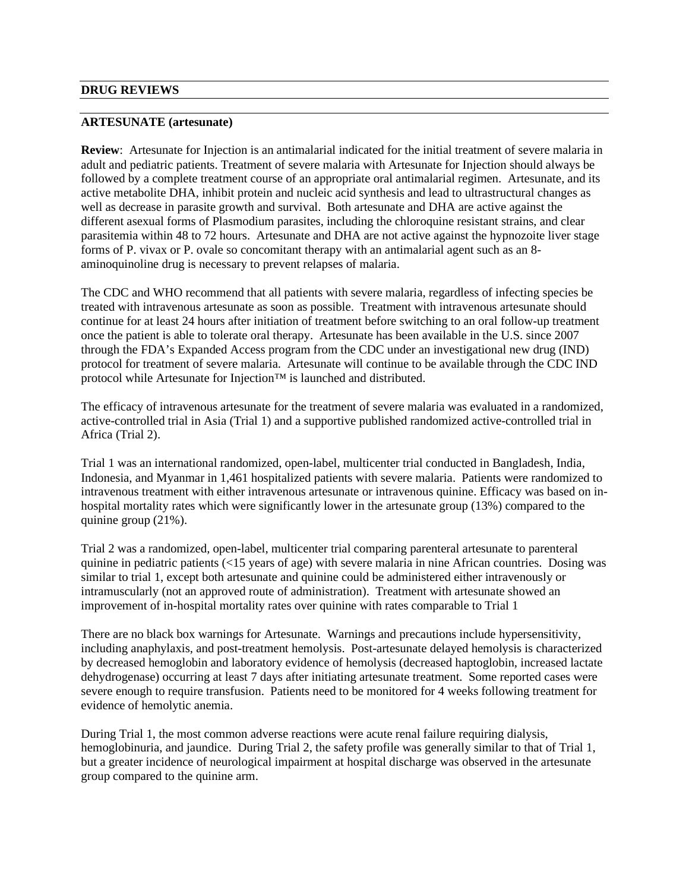## DRUG REVIEWS

### ARTESUNATE (artesunate)

**Review**: Artesunate for Injection is an antimalarial indicated for the initial treatment of severe malaria in adult and pediatric patients. Treatment of severe malaria with Artesunate for Injection should always be followed by a complete treatment course of an appropriate oral antimalarial regimen. Artesunate, and its active metabolite DHA, inhibit protein and nucleic acid synthesis and lead to ultrastructural changes as well as decrease in parasite growth and survival. Both artesunate and DHA are active against the different asexual forms of Plasmodium parasites, including the chloroquine resistant strains, and clear parasitemia within 48 to 72 hours. Artesunate and DHA are not active against the hypnozoite liver stage forms of P. vivax or P. ovale so concomitant therapy with an antimalarial agent such as an 8-aminoquinoline drug is necessary to prevent relapses of malaria.

The CDC and WHO recommend that all patients with severe malaria, regardless of infecting species be treated with intravenous artesunate as soon as possible. Treatment with intravenous artesunate should continue for at least 24 hours after initiation of treatment before switching to an oral follow-up treatment once the patient is able to tolerate oral therapy. Artesunate has been available in the U.S. since 2007 through the FDA's Expanded Access program from the CDC under an investigational new drug (IND) protocol for treatment of severe malaria. Artesunate will continue to be available through the CDC IND protocol while Artesunate for Injection™ is launched and distributed.

The efficacy of intravenous artesunate for the treatment of severe malaria was evaluated in a randomized, active-controlled trial in Asia (Trial 1) and a supportive published randomized active-controlled trial in Africa (Trial 2).

Trial 1 was an international randomized, open-label, multicenter trial conducted in Bangladesh, India, Indonesia, and Myanmar in 1,461 hospitalized patients with severe malaria. Patients were randomized to intravenous treatment with either intravenous artesunate or intravenous quinine. Efficacy was based on in-hospital mortality rates which were significantly lower in the artesunate group (13%) compared to the quinine group (21%).

Trial 2 was a randomized, open-label, multicenter trial comparing parenteral artesunate to parenteral quinine in pediatric patients (<15 years of age) with severe malaria in nine African countries. Dosing was similar to trial 1, except both artesunate and quinine could be administered either intravenously or intramuscularly (not an approved route of administration). Treatment with artesunate showed an improvement of in-hospital mortality rates over quinine with rates comparable to Trial 1

There are no black box warnings for Artesunate. Warnings and precautions include hypersensitivity, including anaphylaxis, and post-treatment hemolysis. Post-artesunate delayed hemolysis is characterized by decreased hemoglobin and laboratory evidence of hemolysis (decreased haptoglobin, increased lactate dehydrogenase) occurring at least 7 days after initiating artesunate treatment. Some reported cases were severe enough to require transfusion. Patients need to be monitored for 4 weeks following treatment for evidence of hemolytic anemia.

During Trial 1, the most common adverse reactions were acute renal failure requiring dialysis, hemoglobinuria, and jaundice. During Trial 2, the safety profile was generally similar to that of Trial 1, but a greater incidence of neurological impairment at hospital discharge was observed in the artesunate group compared to the quinine arm.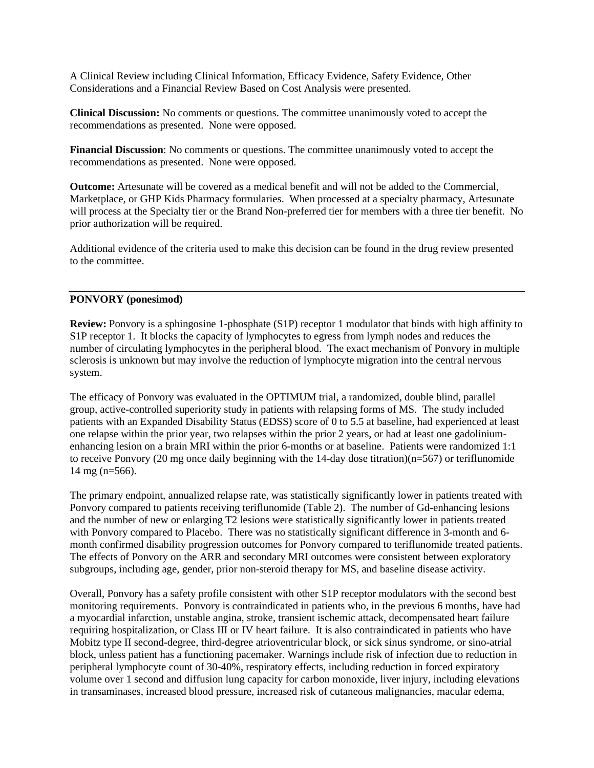A Clinical Review including Clinical Information, Efficacy Evidence, Safety Evidence, Other Considerations and a Financial Review Based on Cost Analysis were presented.

**Clinical Discussion:** No comments or questions. The committee unanimously voted to accept the recommendations as presented. None were opposed.

**Financial Discussion**: No comments or questions. The committee unanimously voted to accept the recommendations as presented. None were opposed.

**Outcome:** Artesunate will be covered as a medical benefit and will not be added to the Commercial, Marketplace, or GHP Kids Pharmacy formularies. When processed at a specialty pharmacy, Artesunate will process at the Specialty tier or the Brand Non-preferred tier for members with a three tier benefit. No prior authorization will be required.

Additional evidence of the criteria used to make this decision can be found in the drug review presented to the committee.

---

**PONVORY (ponesimod)**

**Review:** Ponvory is a sphingosine 1-phosphate (S1P) receptor 1 modulator that binds with high affinity to S1P receptor 1. It blocks the capacity of lymphocytes to egress from lymph nodes and reduces the number of circulating lymphocytes in the peripheral blood. The exact mechanism of Ponvory in multiple sclerosis is unknown but may involve the reduction of lymphocyte migration into the central nervous system.

The efficacy of Ponvory was evaluated in the OPTIMUM trial, a randomized, double blind, parallel group, active-controlled superiority study in patients with relapsing forms of MS. The study included patients with an Expanded Disability Status (EDSS) score of 0 to 5.5 at baseline, had experienced at least one relapse within the prior year, two relapses within the prior 2 years, or had at least one gadolinium-enhancing lesion on a brain MRI within the prior 6-months or at baseline. Patients were randomized 1:1 to receive Ponvory (20 mg once daily beginning with the 14-day dose titration)(n=567) or teriflunomide 14 mg (n=566).

The primary endpoint, annualized relapse rate, was statistically significantly lower in patients treated with Ponvory compared to patients receiving teriflunomide (Table 2). The number of Gd-enhancing lesions and the number of new or enlarging T2 lesions were statistically significantly lower in patients treated with Ponvory compared to Placebo. There was no statistically significant difference in 3-month and 6-month confirmed disability progression outcomes for Ponvory compared to teriflunomide treated patients. The effects of Ponvory on the ARR and secondary MRI outcomes were consistent between exploratory subgroups, including age, gender, prior non-steroid therapy for MS, and baseline disease activity.

Overall, Ponvory has a safety profile consistent with other S1P receptor modulators with the second best monitoring requirements. Ponvory is contraindicated in patients who, in the previous 6 months, have had a myocardial infarction, unstable angina, stroke, transient ischemic attack, decompensated heart failure requiring hospitalization, or Class III or IV heart failure. It is also contraindicated in patients who have Mobitz type II second-degree, third-degree atrioventricular block, or sick sinus syndrome, or sino-atrial block, unless patient has a functioning pacemaker. Warnings include risk of infection due to reduction in peripheral lymphocyte count of 30-40%, respiratory effects, including reduction in forced expiratory volume over 1 second and diffusion lung capacity for carbon monoxide, liver injury, including elevations in transaminases, increased blood pressure, increased risk of cutaneous malignancies, macular edema,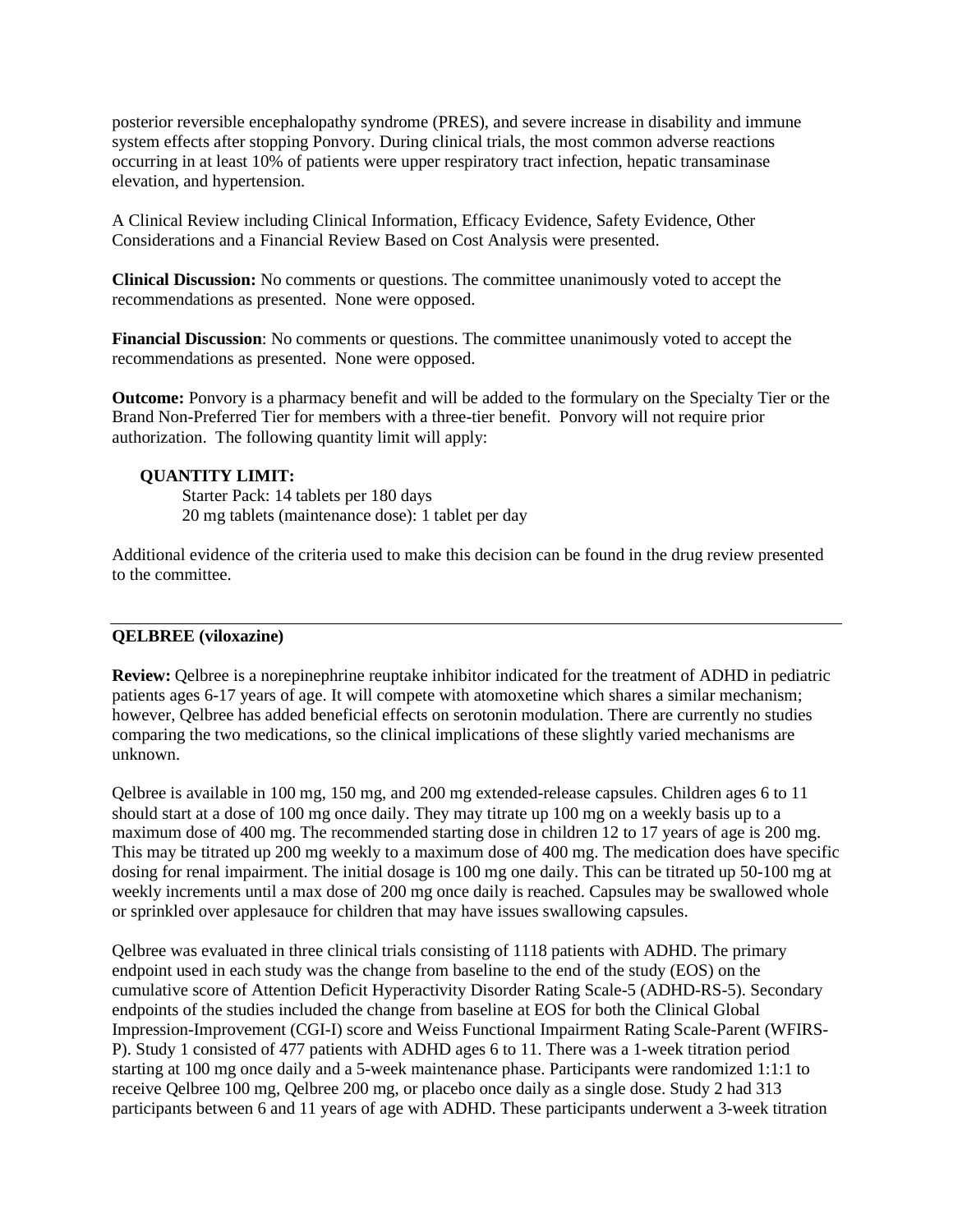posterior reversible encephalopathy syndrome (PRES), and severe increase in disability and immune system effects after stopping Ponvory. During clinical trials, the most common adverse reactions occurring in at least 10% of patients were upper respiratory tract infection, hepatic transaminase elevation, and hypertension.

A Clinical Review including Clinical Information, Efficacy Evidence, Safety Evidence, Other Considerations and a Financial Review Based on Cost Analysis were presented.

**Clinical Discussion:** No comments or questions. The committee unanimously voted to accept the recommendations as presented. None were opposed.

**Financial Discussion**: No comments or questions. The committee unanimously voted to accept the recommendations as presented. None were opposed.

**Outcome:** Ponvory is a pharmacy benefit and will be added to the formulary on the Specialty Tier or the Brand Non-Preferred Tier for members with a three-tier benefit. Ponvory will not require prior authorization. The following quantity limit will apply:

**QUANTITY LIMIT:**
Starter Pack: 14 tablets per 180 days
20 mg tablets (maintenance dose): 1 tablet per day

Additional evidence of the criteria used to make this decision can be found in the drug review presented to the committee.

---

**QELBREE (viloxazine)**

**Review:** Qelbree is a norepinephrine reuptake inhibitor indicated for the treatment of ADHD in pediatric patients ages 6-17 years of age. It will compete with atomoxetine which shares a similar mechanism; however, Qelbree has added beneficial effects on serotonin modulation. There are currently no studies comparing the two medications, so the clinical implications of these slightly varied mechanisms are unknown.

Qelbree is available in 100 mg, 150 mg, and 200 mg extended-release capsules. Children ages 6 to 11 should start at a dose of 100 mg once daily. They may titrate up 100 mg on a weekly basis up to a maximum dose of 400 mg. The recommended starting dose in children 12 to 17 years of age is 200 mg. This may be titrated up 200 mg weekly to a maximum dose of 400 mg. The medication does have specific dosing for renal impairment. The initial dosage is 100 mg one daily. This can be titrated up 50-100 mg at weekly increments until a max dose of 200 mg once daily is reached. Capsules may be swallowed whole or sprinkled over applesauce for children that may have issues swallowing capsules.

Qelbree was evaluated in three clinical trials consisting of 1118 patients with ADHD. The primary endpoint used in each study was the change from baseline to the end of the study (EOS) on the cumulative score of Attention Deficit Hyperactivity Disorder Rating Scale-5 (ADHD-RS-5). Secondary endpoints of the studies included the change from baseline at EOS for both the Clinical Global Impression-Improvement (CGI-I) score and Weiss Functional Impairment Rating Scale-Parent (WFIRS-P). Study 1 consisted of 477 patients with ADHD ages 6 to 11. There was a 1-week titration period starting at 100 mg once daily and a 5-week maintenance phase. Participants were randomized 1:1:1 to receive Qelbree 100 mg, Qelbree 200 mg, or placebo once daily as a single dose. Study 2 had 313 participants between 6 and 11 years of age with ADHD. These participants underwent a 3-week titration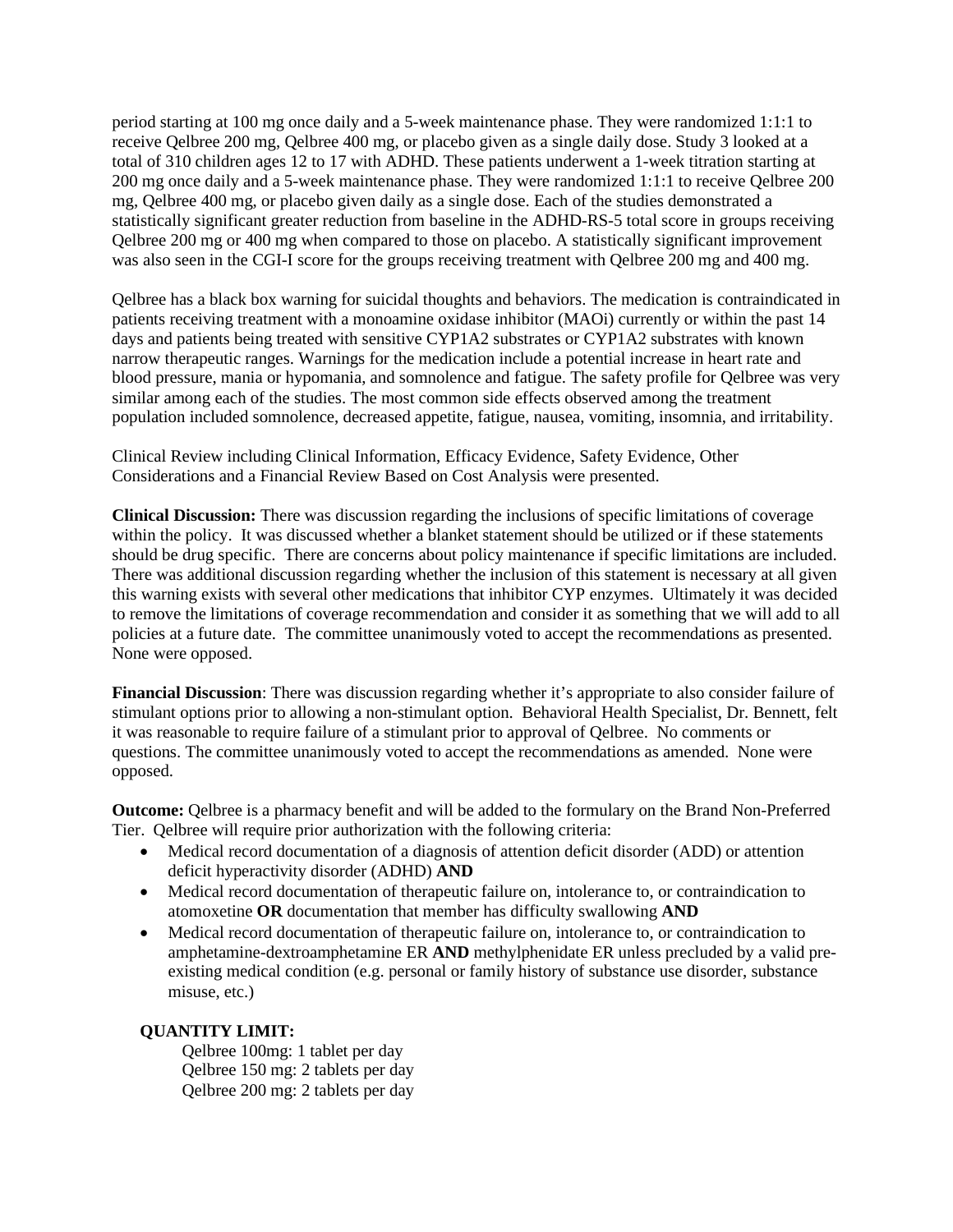period starting at 100 mg once daily and a 5-week maintenance phase. They were randomized 1:1:1 to receive Qelbree 200 mg, Qelbree 400 mg, or placebo given as a single daily dose. Study 3 looked at a total of 310 children ages 12 to 17 with ADHD. These patients underwent a 1-week titration starting at 200 mg once daily and a 5-week maintenance phase. They were randomized 1:1:1 to receive Qelbree 200 mg, Qelbree 400 mg, or placebo given daily as a single dose. Each of the studies demonstrated a statistically significant greater reduction from baseline in the ADHD-RS-5 total score in groups receiving Qelbree 200 mg or 400 mg when compared to those on placebo. A statistically significant improvement was also seen in the CGI-I score for the groups receiving treatment with Qelbree 200 mg and 400 mg.

Qelbree has a black box warning for suicidal thoughts and behaviors. The medication is contraindicated in patients receiving treatment with a monoamine oxidase inhibitor (MAOi) currently or within the past 14 days and patients being treated with sensitive CYP1A2 substrates or CYP1A2 substrates with known narrow therapeutic ranges. Warnings for the medication include a potential increase in heart rate and blood pressure, mania or hypomania, and somnolence and fatigue. The safety profile for Qelbree was very similar among each of the studies. The most common side effects observed among the treatment population included somnolence, decreased appetite, fatigue, nausea, vomiting, insomnia, and irritability.

Clinical Review including Clinical Information, Efficacy Evidence, Safety Evidence, Other Considerations and a Financial Review Based on Cost Analysis were presented.

**Clinical Discussion:** There was discussion regarding the inclusions of specific limitations of coverage within the policy. It was discussed whether a blanket statement should be utilized or if these statements should be drug specific. There are concerns about policy maintenance if specific limitations are included. There was additional discussion regarding whether the inclusion of this statement is necessary at all given this warning exists with several other medications that inhibitor CYP enzymes. Ultimately it was decided to remove the limitations of coverage recommendation and consider it as something that we will add to all policies at a future date. The committee unanimously voted to accept the recommendations as presented. None were opposed.

**Financial Discussion**: There was discussion regarding whether it's appropriate to also consider failure of stimulant options prior to allowing a non-stimulant option. Behavioral Health Specialist, Dr. Bennett, felt it was reasonable to require failure of a stimulant prior to approval of Qelbree. No comments or questions. The committee unanimously voted to accept the recommendations as amended. None were opposed.

**Outcome:** Qelbree is a pharmacy benefit and will be added to the formulary on the Brand Non-Preferred Tier. Qelbree will require prior authorization with the following criteria:

- Medical record documentation of a diagnosis of attention deficit disorder (ADD) or attention deficit hyperactivity disorder (ADHD) **AND**
- Medical record documentation of therapeutic failure on, intolerance to, or contraindication to atomoxetine **OR** documentation that member has difficulty swallowing **AND**
- Medical record documentation of therapeutic failure on, intolerance to, or contraindication to amphetamine-dextroamphetamine ER **AND** methylphenidate ER unless precluded by a valid pre-existing medical condition (e.g. personal or family history of substance use disorder, substance misuse, etc.)

**QUANTITY LIMIT:**

Qelbree 100mg: 1 tablet per day
Qelbree 150 mg: 2 tablets per day
Qelbree 200 mg: 2 tablets per day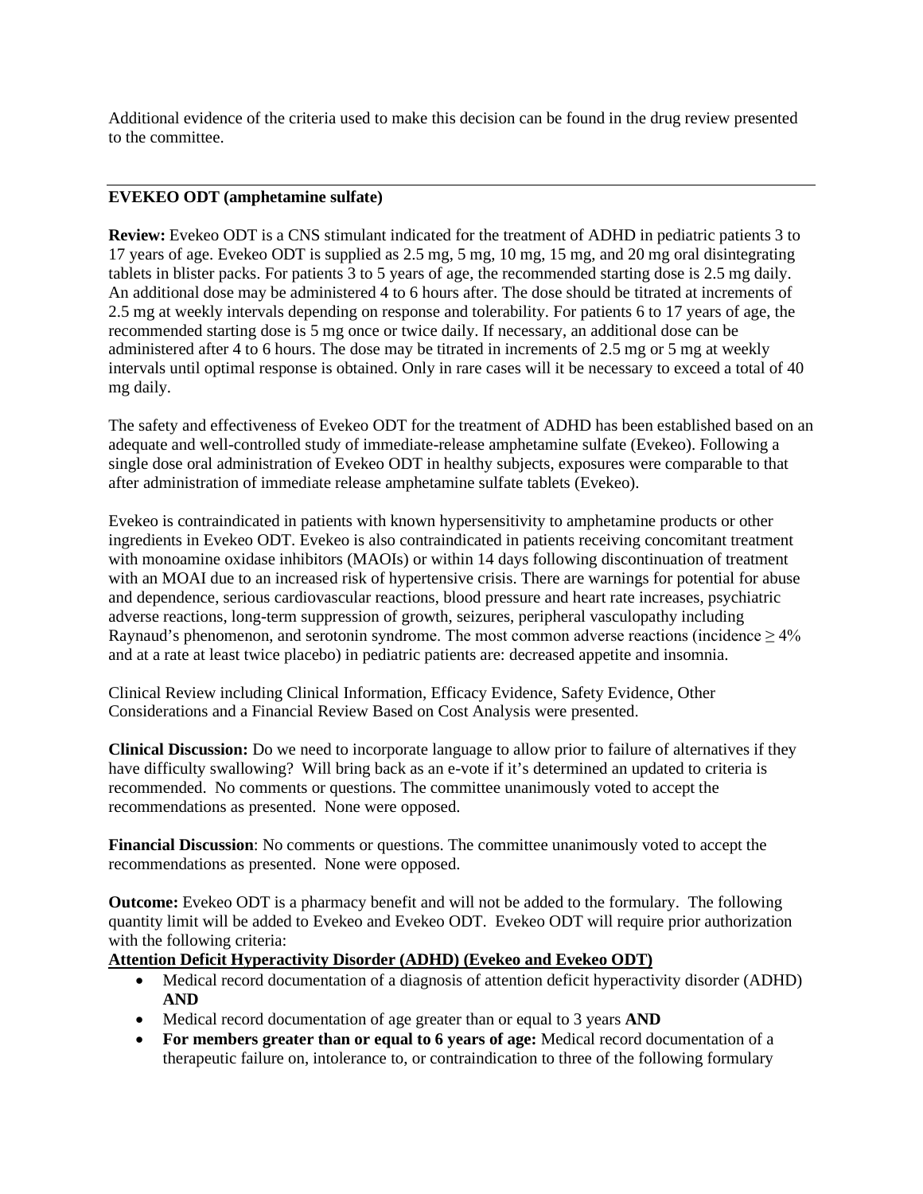Additional evidence of the criteria used to make this decision can be found in the drug review presented to the committee.

---

**EVEKEO ODT (amphetamine sulfate)**

**Review:** Evekeo ODT is a CNS stimulant indicated for the treatment of ADHD in pediatric patients 3 to 17 years of age. Evekeo ODT is supplied as 2.5 mg, 5 mg, 10 mg, 15 mg, and 20 mg oral disintegrating tablets in blister packs. For patients 3 to 5 years of age, the recommended starting dose is 2.5 mg daily. An additional dose may be administered 4 to 6 hours after. The dose should be titrated at increments of 2.5 mg at weekly intervals depending on response and tolerability. For patients 6 to 17 years of age, the recommended starting dose is 5 mg once or twice daily. If necessary, an additional dose can be administered after 4 to 6 hours. The dose may be titrated in increments of 2.5 mg or 5 mg at weekly intervals until optimal response is obtained. Only in rare cases will it be necessary to exceed a total of 40 mg daily.

The safety and effectiveness of Evekeo ODT for the treatment of ADHD has been established based on an adequate and well-controlled study of immediate-release amphetamine sulfate (Evekeo). Following a single dose oral administration of Evekeo ODT in healthy subjects, exposures were comparable to that after administration of immediate release amphetamine sulfate tablets (Evekeo).

Evekeo is contraindicated in patients with known hypersensitivity to amphetamine products or other ingredients in Evekeo ODT. Evekeo is also contraindicated in patients receiving concomitant treatment with monoamine oxidase inhibitors (MAOIs) or within 14 days following discontinuation of treatment with an MOAI due to an increased risk of hypertensive crisis. There are warnings for potential for abuse and dependence, serious cardiovascular reactions, blood pressure and heart rate increases, psychiatric adverse reactions, long-term suppression of growth, seizures, peripheral vasculopathy including Raynaud's phenomenon, and serotonin syndrome. The most common adverse reactions (incidence ≥ 4% and at a rate at least twice placebo) in pediatric patients are: decreased appetite and insomnia.

Clinical Review including Clinical Information, Efficacy Evidence, Safety Evidence, Other Considerations and a Financial Review Based on Cost Analysis were presented.

**Clinical Discussion:** Do we need to incorporate language to allow prior to failure of alternatives if they have difficulty swallowing? Will bring back as an e-vote if it's determined an updated to criteria is recommended. No comments or questions. The committee unanimously voted to accept the recommendations as presented. None were opposed.

**Financial Discussion**: No comments or questions. The committee unanimously voted to accept the recommendations as presented. None were opposed.

**Outcome:** Evekeo ODT is a pharmacy benefit and will not be added to the formulary. The following quantity limit will be added to Evekeo and Evekeo ODT. Evekeo ODT will require prior authorization with the following criteria:

**Attention Deficit Hyperactivity Disorder (ADHD) (Evekeo and Evekeo ODT)**

- Medical record documentation of a diagnosis of attention deficit hyperactivity disorder (ADHD) **AND**
- Medical record documentation of age greater than or equal to 3 years **AND**
- **For members greater than or equal to 6 years of age:** Medical record documentation of a therapeutic failure on, intolerance to, or contraindication to three of the following formulary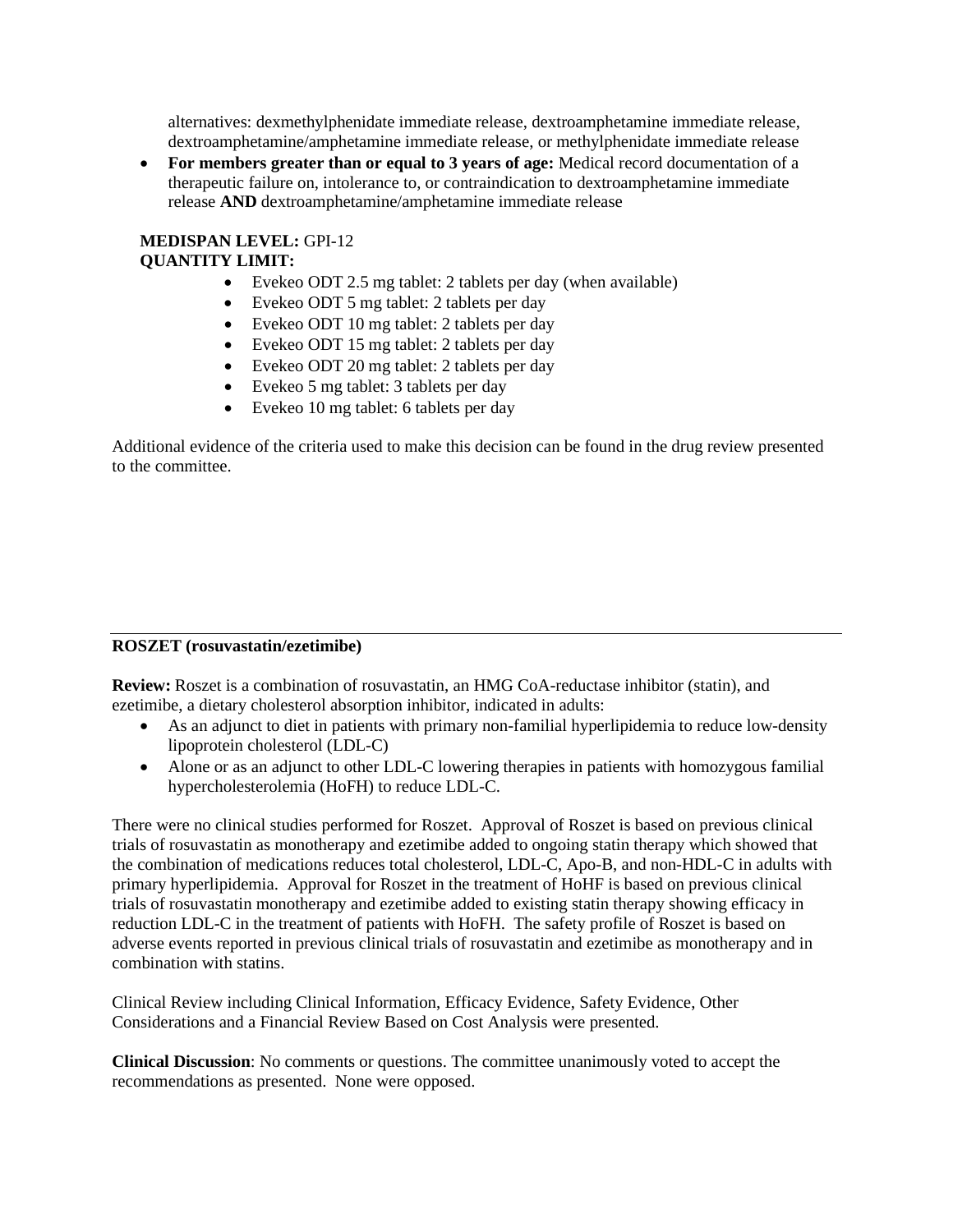alternatives: dexmethylphenidate immediate release, dextroamphetamine immediate release, dextroamphetamine/amphetamine immediate release, or methylphenidate immediate release

- **For members greater than or equal to 3 years of age:** Medical record documentation of a therapeutic failure on, intolerance to, or contraindication to dextroamphetamine immediate release **AND** dextroamphetamine/amphetamine immediate release

**MEDISPAN LEVEL:** GPI-12
**QUANTITY LIMIT:**

- Evekeo ODT 2.5 mg tablet: 2 tablets per day (when available)
- Evekeo ODT 5 mg tablet: 2 tablets per day
- Evekeo ODT 10 mg tablet: 2 tablets per day
- Evekeo ODT 15 mg tablet: 2 tablets per day
- Evekeo ODT 20 mg tablet: 2 tablets per day
- Evekeo 5 mg tablet: 3 tablets per day
- Evekeo 10 mg tablet: 6 tablets per day

Additional evidence of the criteria used to make this decision can be found in the drug review presented to the committee.

---

**ROSZET (rosuvastatin/ezetimibe)**

**Review:** Roszet is a combination of rosuvastatin, an HMG CoA-reductase inhibitor (statin), and ezetimibe, a dietary cholesterol absorption inhibitor, indicated in adults:

- As an adjunct to diet in patients with primary non-familial hyperlipidemia to reduce low-density lipoprotein cholesterol (LDL-C)
- Alone or as an adjunct to other LDL-C lowering therapies in patients with homozygous familial hypercholesterolemia (HoFH) to reduce LDL-C.

There were no clinical studies performed for Roszet. Approval of Roszet is based on previous clinical trials of rosuvastatin as monotherapy and ezetimibe added to ongoing statin therapy which showed that the combination of medications reduces total cholesterol, LDL-C, Apo-B, and non-HDL-C in adults with primary hyperlipidemia. Approval for Roszet in the treatment of HoHF is based on previous clinical trials of rosuvastatin monotherapy and ezetimibe added to existing statin therapy showing efficacy in reduction LDL-C in the treatment of patients with HoFH. The safety profile of Roszet is based on adverse events reported in previous clinical trials of rosuvastatin and ezetimibe as monotherapy and in combination with statins.

Clinical Review including Clinical Information, Efficacy Evidence, Safety Evidence, Other Considerations and a Financial Review Based on Cost Analysis were presented.

**Clinical Discussion**: No comments or questions. The committee unanimously voted to accept the recommendations as presented. None were opposed.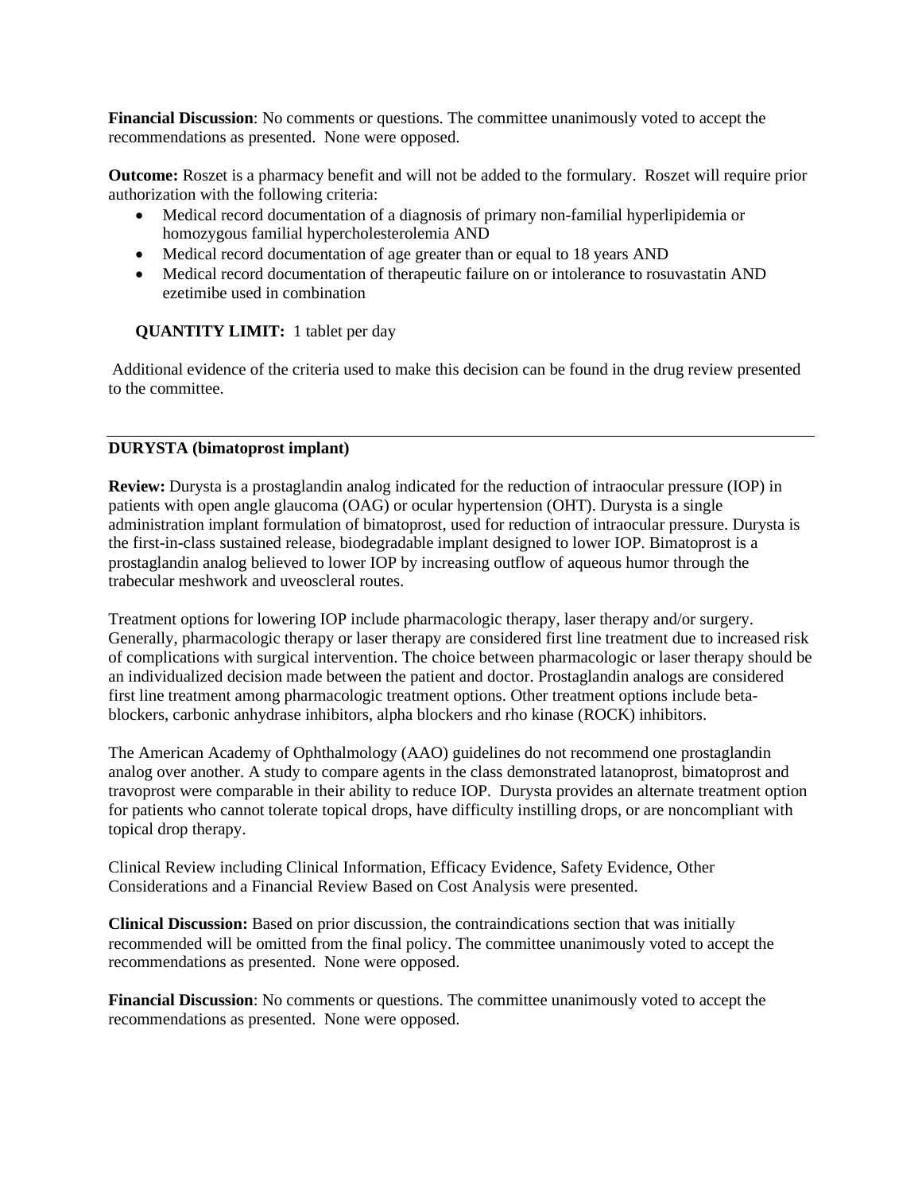**Financial Discussion**: No comments or questions. The committee unanimously voted to accept the recommendations as presented. None were opposed.

**Outcome:** Roszet is a pharmacy benefit and will not be added to the formulary. Roszet will require prior authorization with the following criteria:

- Medical record documentation of a diagnosis of primary non-familial hyperlipidemia or homozygous familial hypercholesterolemia AND
- Medical record documentation of age greater than or equal to 18 years AND
- Medical record documentation of therapeutic failure on or intolerance to rosuvastatin AND ezetimibe used in combination

**QUANTITY LIMIT:** 1 tablet per day

Additional evidence of the criteria used to make this decision can be found in the drug review presented to the committee.

---

**DURYSTA (bimatoprost implant)**

**Review:** Durysta is a prostaglandin analog indicated for the reduction of intraocular pressure (IOP) in patients with open angle glaucoma (OAG) or ocular hypertension (OHT). Durysta is a single administration implant formulation of bimatoprost, used for reduction of intraocular pressure. Durysta is the first-in-class sustained release, biodegradable implant designed to lower IOP. Bimatoprost is a prostaglandin analog believed to lower IOP by increasing outflow of aqueous humor through the trabecular meshwork and uveoscleral routes.

Treatment options for lowering IOP include pharmacologic therapy, laser therapy and/or surgery. Generally, pharmacologic therapy or laser therapy are considered first line treatment due to increased risk of complications with surgical intervention. The choice between pharmacologic or laser therapy should be an individualized decision made between the patient and doctor. Prostaglandin analogs are considered first line treatment among pharmacologic treatment options. Other treatment options include beta-blockers, carbonic anhydrase inhibitors, alpha blockers and rho kinase (ROCK) inhibitors.

The American Academy of Ophthalmology (AAO) guidelines do not recommend one prostaglandin analog over another. A study to compare agents in the class demonstrated latanoprost, bimatoprost and travoprost were comparable in their ability to reduce IOP. Durysta provides an alternate treatment option for patients who cannot tolerate topical drops, have difficulty instilling drops, or are noncompliant with topical drop therapy.

Clinical Review including Clinical Information, Efficacy Evidence, Safety Evidence, Other Considerations and a Financial Review Based on Cost Analysis were presented.

**Clinical Discussion:** Based on prior discussion, the contraindications section that was initially recommended will be omitted from the final policy. The committee unanimously voted to accept the recommendations as presented. None were opposed.

**Financial Discussion**: No comments or questions. The committee unanimously voted to accept the recommendations as presented. None were opposed.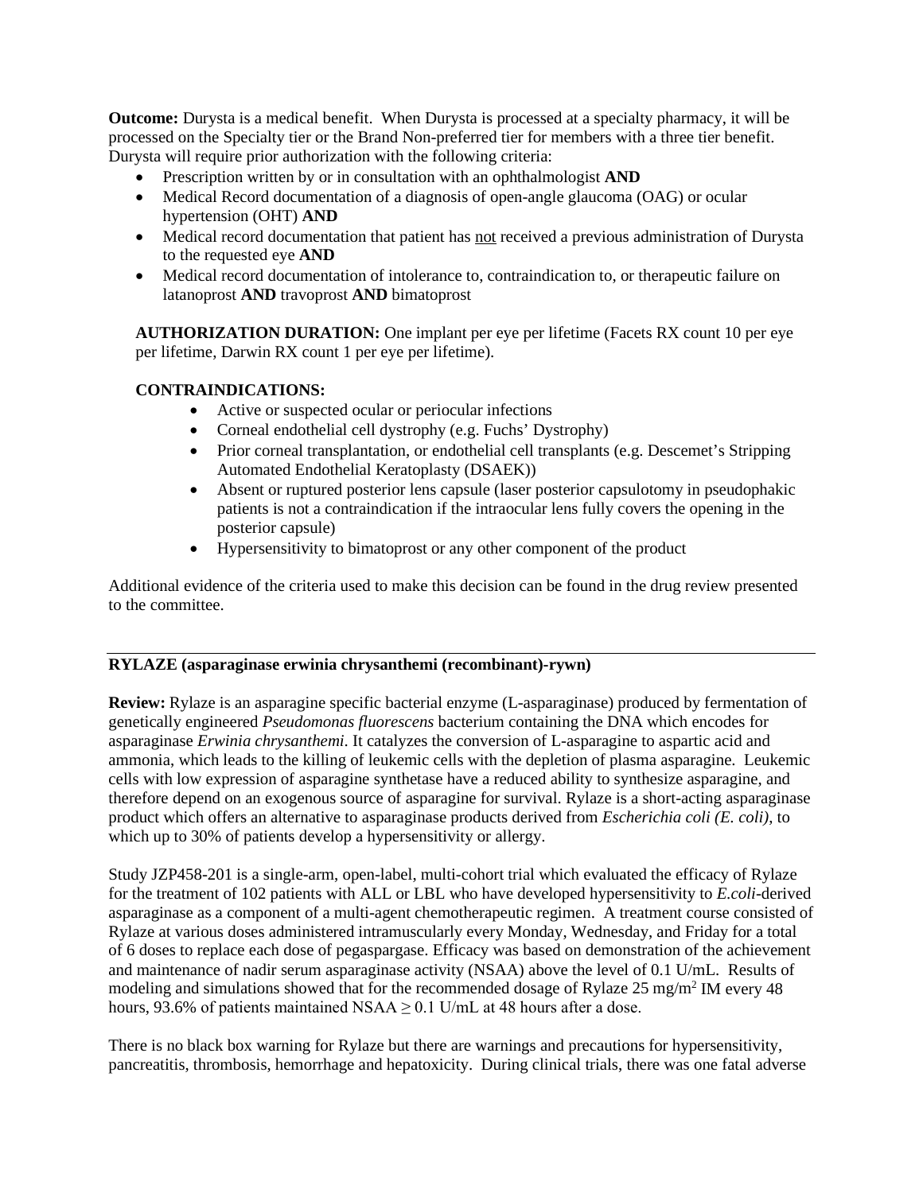**Outcome:** Durysta is a medical benefit. When Durysta is processed at a specialty pharmacy, it will be processed on the Specialty tier or the Brand Non-preferred tier for members with a three tier benefit. Durysta will require prior authorization with the following criteria:

- Prescription written by or in consultation with an ophthalmologist **AND**
- Medical Record documentation of a diagnosis of open-angle glaucoma (OAG) or ocular hypertension (OHT) **AND**
- Medical record documentation that patient has not received a previous administration of Durysta to the requested eye **AND**
- Medical record documentation of intolerance to, contraindication to, or therapeutic failure on latanoprost **AND** travoprost **AND** bimatoprost

**AUTHORIZATION DURATION:** One implant per eye per lifetime (Facets RX count 10 per eye per lifetime, Darwin RX count 1 per eye per lifetime).

**CONTRAINDICATIONS:**

- Active or suspected ocular or periocular infections
- Corneal endothelial cell dystrophy (e.g. Fuchs' Dystrophy)
- Prior corneal transplantation, or endothelial cell transplants (e.g. Descemet's Stripping Automated Endothelial Keratoplasty (DSAEK))
- Absent or ruptured posterior lens capsule (laser posterior capsulotomy in pseudophakic patients is not a contraindication if the intraocular lens fully covers the opening in the posterior capsule)
- Hypersensitivity to bimatoprost or any other component of the product

Additional evidence of the criteria used to make this decision can be found in the drug review presented to the committee.

---

**RYLAZE (asparaginase erwinia chrysanthemi (recombinant)-rywn)**

**Review:** Rylaze is an asparagine specific bacterial enzyme (L-asparaginase) produced by fermentation of genetically engineered *Pseudomonas fluorescens* bacterium containing the DNA which encodes for asparaginase *Erwinia chrysanthemi*. It catalyzes the conversion of L-asparagine to aspartic acid and ammonia, which leads to the killing of leukemic cells with the depletion of plasma asparagine. Leukemic cells with low expression of asparagine synthetase have a reduced ability to synthesize asparagine, and therefore depend on an exogenous source of asparagine for survival. Rylaze is a short-acting asparaginase product which offers an alternative to asparaginase products derived from *Escherichia coli (E. coli)*, to which up to 30% of patients develop a hypersensitivity or allergy.

Study JZP458-201 is a single-arm, open-label, multi-cohort trial which evaluated the efficacy of Rylaze for the treatment of 102 patients with ALL or LBL who have developed hypersensitivity to *E.coli*-derived asparaginase as a component of a multi-agent chemotherapeutic regimen. A treatment course consisted of Rylaze at various doses administered intramuscularly every Monday, Wednesday, and Friday for a total of 6 doses to replace each dose of pegaspargase. Efficacy was based on demonstration of the achievement and maintenance of nadir serum asparaginase activity (NSAA) above the level of 0.1 U/mL. Results of modeling and simulations showed that for the recommended dosage of Rylaze 25 mg/m$^2$ IM every 48 hours, 93.6% of patients maintained NSAA $\geq$ 0.1 U/mL at 48 hours after a dose.

There is no black box warning for Rylaze but there are warnings and precautions for hypersensitivity, pancreatitis, thrombosis, hemorrhage and hepatoxicity. During clinical trials, there was one fatal adverse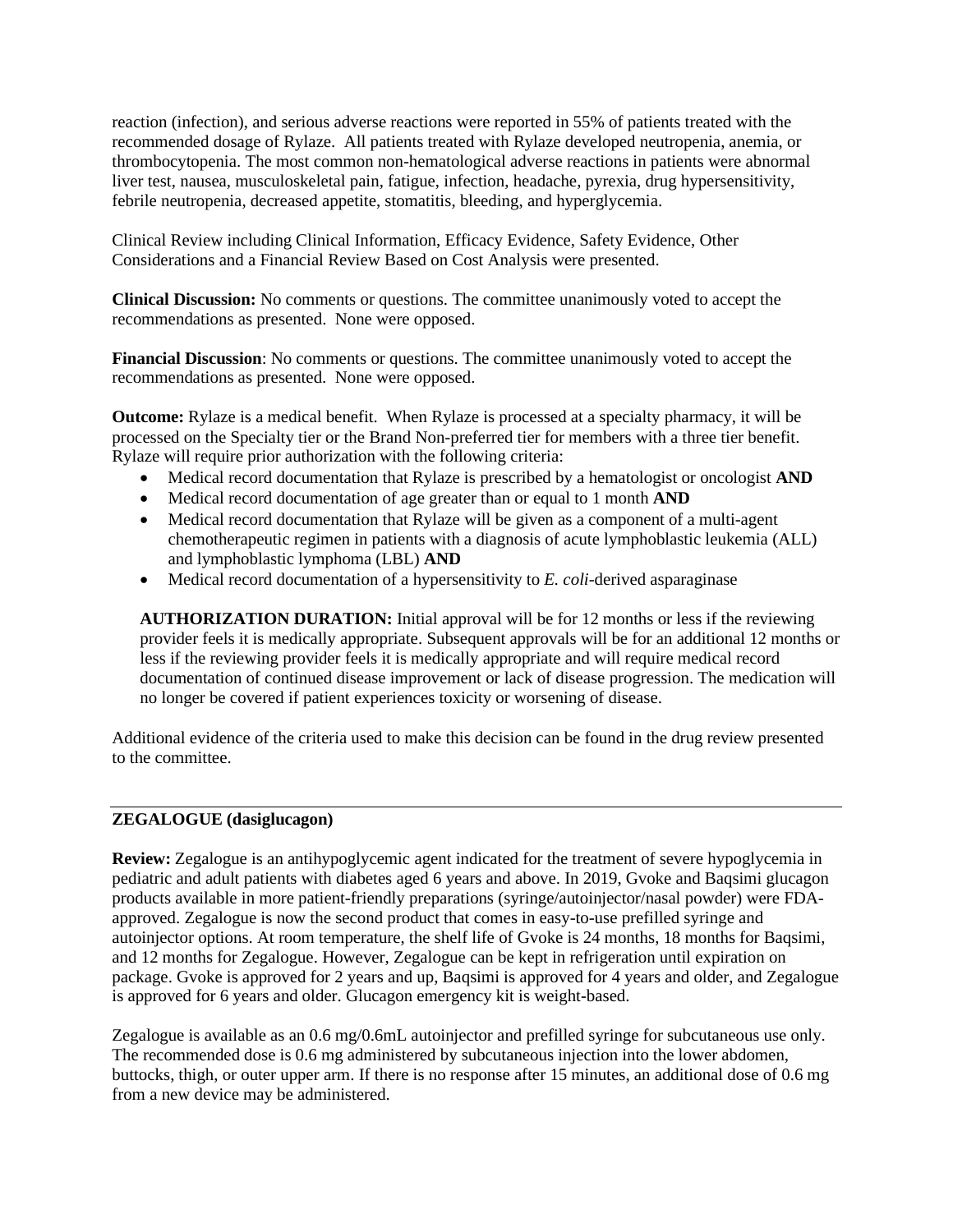reaction (infection), and serious adverse reactions were reported in 55% of patients treated with the recommended dosage of Rylaze. All patients treated with Rylaze developed neutropenia, anemia, or thrombocytopenia. The most common non-hematological adverse reactions in patients were abnormal liver test, nausea, musculoskeletal pain, fatigue, infection, headache, pyrexia, drug hypersensitivity, febrile neutropenia, decreased appetite, stomatitis, bleeding, and hyperglycemia.

Clinical Review including Clinical Information, Efficacy Evidence, Safety Evidence, Other Considerations and a Financial Review Based on Cost Analysis were presented.

**Clinical Discussion:** No comments or questions. The committee unanimously voted to accept the recommendations as presented. None were opposed.

**Financial Discussion**: No comments or questions. The committee unanimously voted to accept the recommendations as presented. None were opposed.

**Outcome:** Rylaze is a medical benefit. When Rylaze is processed at a specialty pharmacy, it will be processed on the Specialty tier or the Brand Non-preferred tier for members with a three tier benefit. Rylaze will require prior authorization with the following criteria:

- Medical record documentation that Rylaze is prescribed by a hematologist or oncologist **AND**
- Medical record documentation of age greater than or equal to 1 month **AND**
- Medical record documentation that Rylaze will be given as a component of a multi-agent chemotherapeutic regimen in patients with a diagnosis of acute lymphoblastic leukemia (ALL) and lymphoblastic lymphoma (LBL) **AND**
- Medical record documentation of a hypersensitivity to *E. coli*-derived asparaginase

**AUTHORIZATION DURATION:** Initial approval will be for 12 months or less if the reviewing provider feels it is medically appropriate. Subsequent approvals will be for an additional 12 months or less if the reviewing provider feels it is medically appropriate and will require medical record documentation of continued disease improvement or lack of disease progression. The medication will no longer be covered if patient experiences toxicity or worsening of disease.

Additional evidence of the criteria used to make this decision can be found in the drug review presented to the committee.

---

**ZEGALOGUE (dasiglucagon)**

**Review:** Zegalogue is an antihypoglycemic agent indicated for the treatment of severe hypoglycemia in pediatric and adult patients with diabetes aged 6 years and above. In 2019, Gvoke and Baqsimi glucagon products available in more patient-friendly preparations (syringe/autoinjector/nasal powder) were FDA-approved. Zegalogue is now the second product that comes in easy-to-use prefilled syringe and autoinjector options. At room temperature, the shelf life of Gvoke is 24 months, 18 months for Baqsimi, and 12 months for Zegalogue. However, Zegalogue can be kept in refrigeration until expiration on package. Gvoke is approved for 2 years and up, Baqsimi is approved for 4 years and older, and Zegalogue is approved for 6 years and older. Glucagon emergency kit is weight-based.

Zegalogue is available as an 0.6 mg/0.6mL autoinjector and prefilled syringe for subcutaneous use only. The recommended dose is 0.6 mg administered by subcutaneous injection into the lower abdomen, buttocks, thigh, or outer upper arm. If there is no response after 15 minutes, an additional dose of 0.6 mg from a new device may be administered.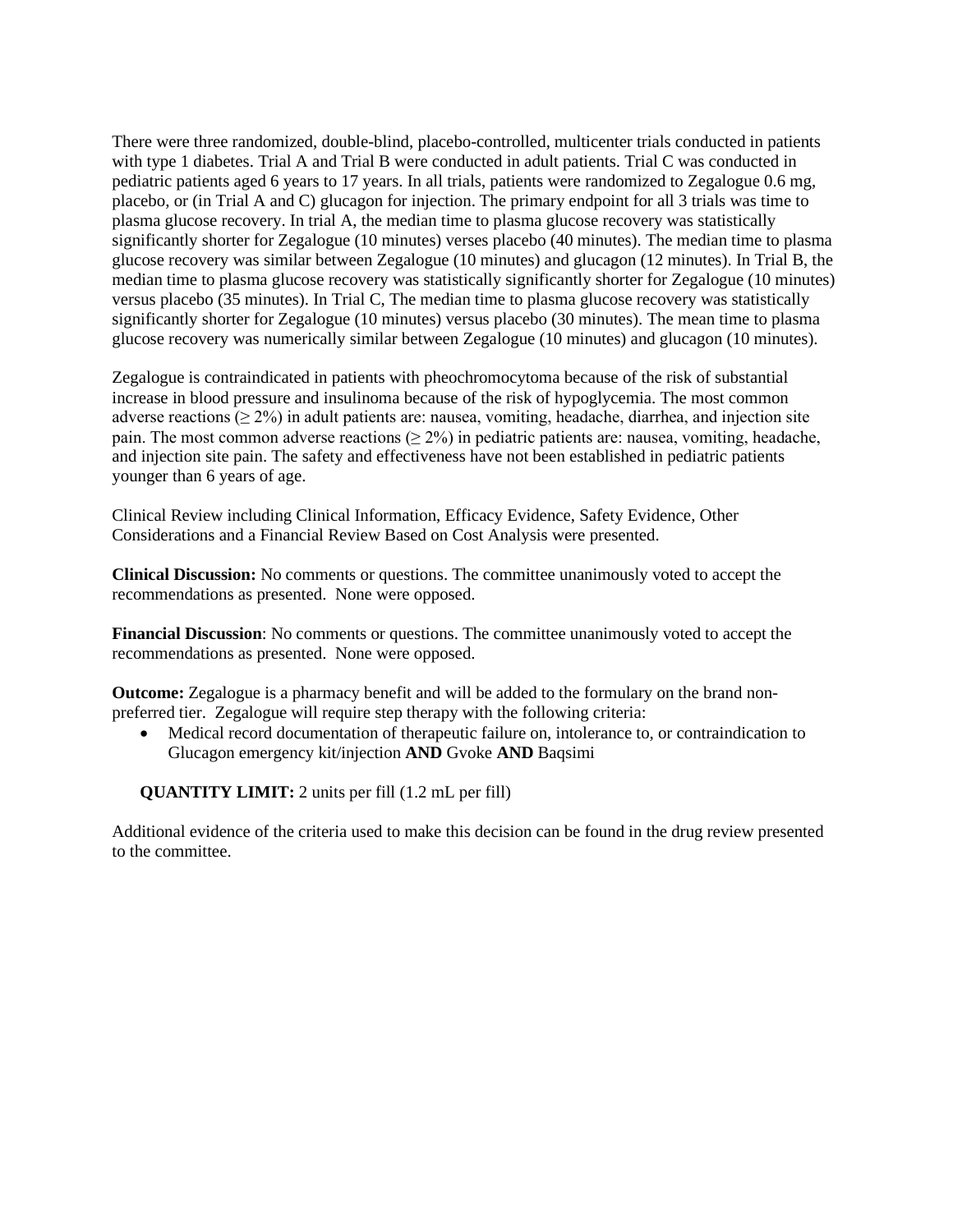There were three randomized, double-blind, placebo-controlled, multicenter trials conducted in patients with type 1 diabetes. Trial A and Trial B were conducted in adult patients. Trial C was conducted in pediatric patients aged 6 years to 17 years. In all trials, patients were randomized to Zegalogue 0.6 mg, placebo, or (in Trial A and C) glucagon for injection. The primary endpoint for all 3 trials was time to plasma glucose recovery. In trial A, the median time to plasma glucose recovery was statistically significantly shorter for Zegalogue (10 minutes) verses placebo (40 minutes). The median time to plasma glucose recovery was similar between Zegalogue (10 minutes) and glucagon (12 minutes). In Trial B, the median time to plasma glucose recovery was statistically significantly shorter for Zegalogue (10 minutes) versus placebo (35 minutes). In Trial C, The median time to plasma glucose recovery was statistically significantly shorter for Zegalogue (10 minutes) versus placebo (30 minutes). The mean time to plasma glucose recovery was numerically similar between Zegalogue (10 minutes) and glucagon (10 minutes).

Zegalogue is contraindicated in patients with pheochromocytoma because of the risk of substantial increase in blood pressure and insulinoma because of the risk of hypoglycemia. The most common adverse reactions (≥ 2%) in adult patients are: nausea, vomiting, headache, diarrhea, and injection site pain. The most common adverse reactions (≥ 2%) in pediatric patients are: nausea, vomiting, headache, and injection site pain. The safety and effectiveness have not been established in pediatric patients younger than 6 years of age.

Clinical Review including Clinical Information, Efficacy Evidence, Safety Evidence, Other Considerations and a Financial Review Based on Cost Analysis were presented.

**Clinical Discussion:** No comments or questions. The committee unanimously voted to accept the recommendations as presented. None were opposed.

**Financial Discussion**: No comments or questions. The committee unanimously voted to accept the recommendations as presented. None were opposed.

**Outcome:** Zegalogue is a pharmacy benefit and will be added to the formulary on the brand non-preferred tier. Zegalogue will require step therapy with the following criteria:

- Medical record documentation of therapeutic failure on, intolerance to, or contraindication to Glucagon emergency kit/injection **AND** Gvoke **AND** Baqsimi

**QUANTITY LIMIT:** 2 units per fill (1.2 mL per fill)

Additional evidence of the criteria used to make this decision can be found in the drug review presented to the committee.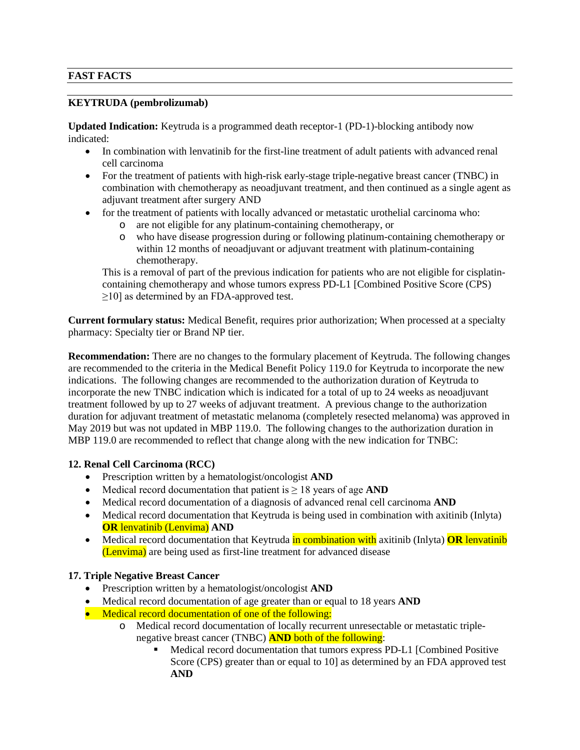## FAST FACTS

### KEYTRUDA (pembrolizumab)

**Updated Indication:** Keytruda is a programmed death receptor-1 (PD-1)-blocking antibody now indicated:

- In combination with lenvatinib for the first-line treatment of adult patients with advanced renal cell carcinoma
- For the treatment of patients with high-risk early-stage triple-negative breast cancer (TNBC) in combination with chemotherapy as neoadjuvant treatment, and then continued as a single agent as adjuvant treatment after surgery AND
- for the treatment of patients with locally advanced or metastatic urothelial carcinoma who:
    - are not eligible for any platinum-containing chemotherapy, or
    - who have disease progression during or following platinum-containing chemotherapy or within 12 months of neoadjuvant or adjuvant treatment with platinum-containing chemotherapy.

  This is a removal of part of the previous indication for patients who are not eligible for cisplatin-containing chemotherapy and whose tumors express PD-L1 [Combined Positive Score (CPS) ≥10] as determined by an FDA-approved test.

**Current formulary status:** Medical Benefit, requires prior authorization; When processed at a specialty pharmacy: Specialty tier or Brand NP tier.

**Recommendation:** There are no changes to the formulary placement of Keytruda. The following changes are recommended to the criteria in the Medical Benefit Policy 119.0 for Keytruda to incorporate the new indications. The following changes are recommended to the authorization duration of Keytruda to incorporate the new TNBC indication which is indicated for a total of up to 24 weeks as neoadjuvant treatment followed by up to 27 weeks of adjuvant treatment. A previous change to the authorization duration for adjuvant treatment of metastatic melanoma (completely resected melanoma) was approved in May 2019 but was not updated in MBP 119.0. The following changes to the authorization duration in MBP 119.0 are recommended to reflect that change along with the new indication for TNBC:

**12. Renal Cell Carcinoma (RCC)**

- Prescription written by a hematologist/oncologist **AND**
- Medical record documentation that patient is ≥ 18 years of age **AND**
- Medical record documentation of a diagnosis of advanced renal cell carcinoma **AND**
- Medical record documentation that Keytruda is being used in combination with axitinib (Inlyta) **OR** lenvatinib (Lenvima) **AND**
- Medical record documentation that Keytruda in combination with axitinib (Inlyta) **OR** lenvatinib (Lenvima) are being used as first-line treatment for advanced disease

**17. Triple Negative Breast Cancer**

- Prescription written by a hematologist/oncologist **AND**
- Medical record documentation of age greater than or equal to 18 years **AND**
- Medical record documentation of one of the following:
    - Medical record documentation of locally recurrent unresectable or metastatic triple-negative breast cancer (TNBC) **AND** both of the following:
        - Medical record documentation that tumors express PD-L1 [Combined Positive Score (CPS) greater than or equal to 10] as determined by an FDA approved test **AND**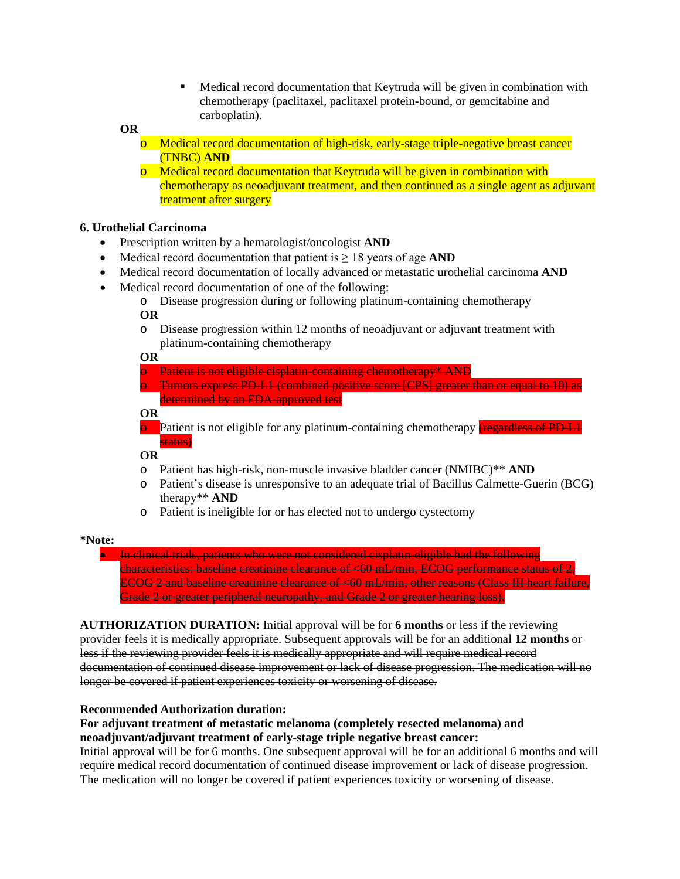- Medical record documentation that Keytruda will be given in combination with chemotherapy (paclitaxel, paclitaxel protein-bound, or gemcitabine and carboplatin).

  **OR**

  - Medical record documentation of high-risk, early-stage triple-negative breast cancer (TNBC) **AND**
  - Medical record documentation that Keytruda will be given in combination with chemotherapy as neoadjuvant treatment, and then continued as a single agent as adjuvant treatment after surgery

**6. Urothelial Carcinoma**

- Prescription written by a hematologist/oncologist **AND**
- Medical record documentation that patient is ≥ 18 years of age **AND**
- Medical record documentation of locally advanced or metastatic urothelial carcinoma **AND**
- Medical record documentation of one of the following:
  - Disease progression during or following platinum-containing chemotherapy

  **OR**

  - Disease progression within 12 months of neoadjuvant or adjuvant treatment with platinum-containing chemotherapy

  **OR**

  - ~~Patient is not eligible cisplatin-containing chemotherapy* AND~~
  - ~~Tumors express PD-L1 (combined positive score [CPS] greater than or equal to 10) as determined by an FDA-approved test~~

  **OR**

  - Patient is not eligible for any platinum-containing chemotherapy ~~(regardless of PD-L1 status)~~

  **OR**

  - Patient has high-risk, non-muscle invasive bladder cancer (NMIBC)** **AND**
  - Patient's disease is unresponsive to an adequate trial of Bacillus Calmette-Guerin (BCG) therapy** **AND**
  - Patient is ineligible for or has elected not to undergo cystectomy

***Note:**

- ~~In clinical trials, patients who were not considered cisplatin-eligible had the following characteristics: baseline creatinine clearance of <60 mL/min, ECOG performance status of 2, ECOG 2 and baseline creatinine clearance of <60 mL/min, other reasons (Class III heart failure, Grade 2 or greater peripheral neuropathy, and Grade 2 or greater hearing loss).~~

**AUTHORIZATION DURATION:** ~~Initial approval will be for **6 months** or less if the reviewing provider feels it is medically appropriate. Subsequent approvals will be for an additional **12 months** or less if the reviewing provider feels it is medically appropriate and will require medical record documentation of continued disease improvement or lack of disease progression. The medication will no longer be covered if patient experiences toxicity or worsening of disease.~~

**Recommended Authorization duration:**

**For adjuvant treatment of metastatic melanoma (completely resected melanoma) and neoadjuvant/adjuvant treatment of early-stage triple negative breast cancer:**

Initial approval will be for 6 months. One subsequent approval will be for an additional 6 months and will require medical record documentation of continued disease improvement or lack of disease progression. The medication will no longer be covered if patient experiences toxicity or worsening of disease.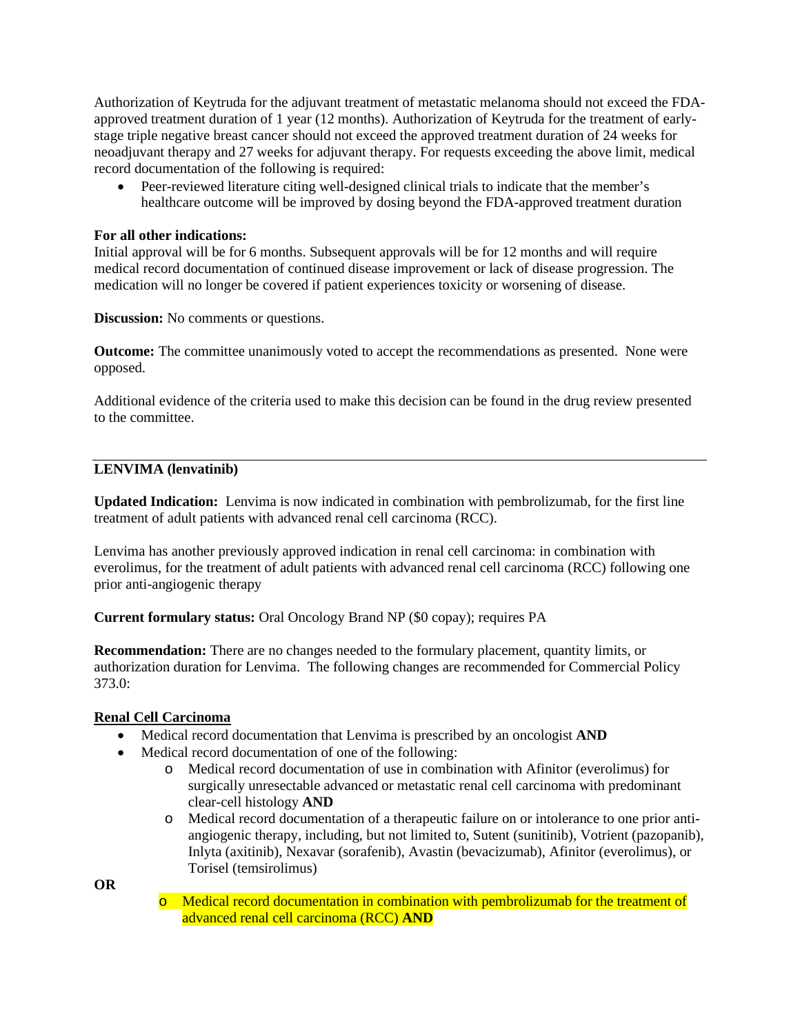Authorization of Keytruda for the adjuvant treatment of metastatic melanoma should not exceed the FDA-approved treatment duration of 1 year (12 months). Authorization of Keytruda for the treatment of early-stage triple negative breast cancer should not exceed the approved treatment duration of 24 weeks for neoadjuvant therapy and 27 weeks for adjuvant therapy. For requests exceeding the above limit, medical record documentation of the following is required:

- Peer-reviewed literature citing well-designed clinical trials to indicate that the member's healthcare outcome will be improved by dosing beyond the FDA-approved treatment duration

**For all other indications:**
Initial approval will be for 6 months. Subsequent approvals will be for 12 months and will require medical record documentation of continued disease improvement or lack of disease progression. The medication will no longer be covered if patient experiences toxicity or worsening of disease.

**Discussion:** No comments or questions.

**Outcome:** The committee unanimously voted to accept the recommendations as presented. None were opposed.

Additional evidence of the criteria used to make this decision can be found in the drug review presented to the committee.

---

**LENVIMA (lenvatinib)**

**Updated Indication:** Lenvima is now indicated in combination with pembrolizumab, for the first line treatment of adult patients with advanced renal cell carcinoma (RCC).

Lenvima has another previously approved indication in renal cell carcinoma: in combination with everolimus, for the treatment of adult patients with advanced renal cell carcinoma (RCC) following one prior anti-angiogenic therapy

**Current formulary status:** Oral Oncology Brand NP ($0 copay); requires PA

**Recommendation:** There are no changes needed to the formulary placement, quantity limits, or authorization duration for Lenvima. The following changes are recommended for Commercial Policy 373.0:

**Renal Cell Carcinoma**

- Medical record documentation that Lenvima is prescribed by an oncologist **AND**
- Medical record documentation of one of the following:
  - Medical record documentation of use in combination with Afinitor (everolimus) for surgically unresectable advanced or metastatic renal cell carcinoma with predominant clear-cell histology **AND**
  - Medical record documentation of a therapeutic failure on or intolerance to one prior anti-angiogenic therapy, including, but not limited to, Sutent (sunitinib), Votrient (pazopanib), Inlyta (axitinib), Nexavar (sorafenib), Avastin (bevacizumab), Afinitor (everolimus), or Torisel (temsirolimus)

**OR**

  - Medical record documentation in combination with pembrolizumab for the treatment of advanced renal cell carcinoma (RCC) **AND**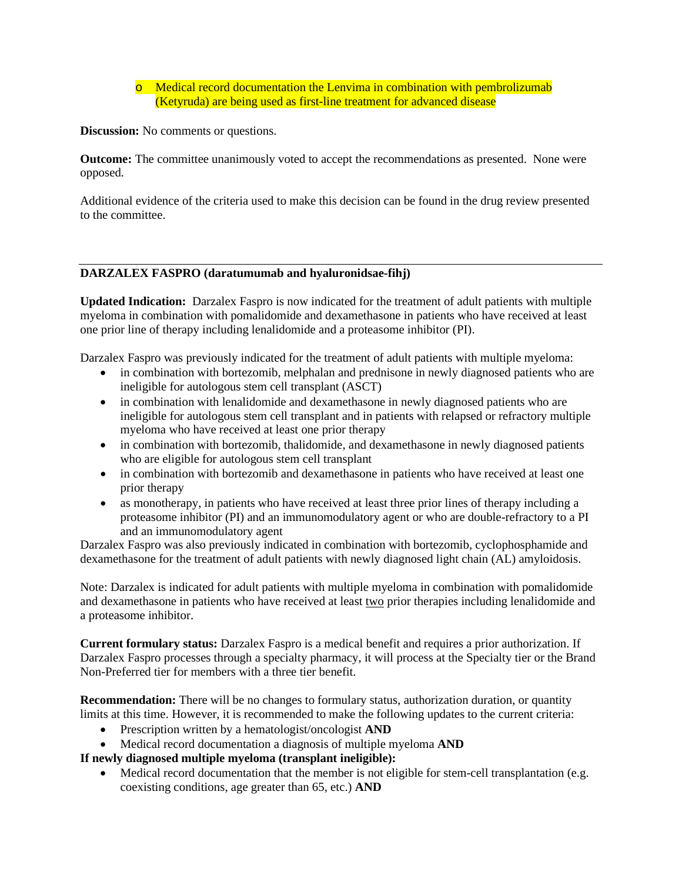- Medical record documentation the Lenvima in combination with pembrolizumab (Ketyruda) are being used as first-line treatment for advanced disease

**Discussion:** No comments or questions.

**Outcome:** The committee unanimously voted to accept the recommendations as presented. None were opposed.

Additional evidence of the criteria used to make this decision can be found in the drug review presented to the committee.

---

**DARZALEX FASPRO (daratumumab and hyaluronidsae-fihj)**

**Updated Indication:** Darzalex Faspro is now indicated for the treatment of adult patients with multiple myeloma in combination with pomalidomide and dexamethasone in patients who have received at least one prior line of therapy including lenalidomide and a proteasome inhibitor (PI).

Darzalex Faspro was previously indicated for the treatment of adult patients with multiple myeloma:

- in combination with bortezomib, melphalan and prednisone in newly diagnosed patients who are ineligible for autologous stem cell transplant (ASCT)
- in combination with lenalidomide and dexamethasone in newly diagnosed patients who are ineligible for autologous stem cell transplant and in patients with relapsed or refractory multiple myeloma who have received at least one prior therapy
- in combination with bortezomib, thalidomide, and dexamethasone in newly diagnosed patients who are eligible for autologous stem cell transplant
- in combination with bortezomib and dexamethasone in patients who have received at least one prior therapy
- as monotherapy, in patients who have received at least three prior lines of therapy including a proteasome inhibitor (PI) and an immunomodulatory agent or who are double-refractory to a PI and an immunomodulatory agent

Darzalex Faspro was also previously indicated in combination with bortezomib, cyclophosphamide and dexamethasone for the treatment of adult patients with newly diagnosed light chain (AL) amyloidosis.

Note: Darzalex is indicated for adult patients with multiple myeloma in combination with pomalidomide and dexamethasone in patients who have received at least two prior therapies including lenalidomide and a proteasome inhibitor.

**Current formulary status:** Darzalex Faspro is a medical benefit and requires a prior authorization. If Darzalex Faspro processes through a specialty pharmacy, it will process at the Specialty tier or the Brand Non-Preferred tier for members with a three tier benefit.

**Recommendation:** There will be no changes to formulary status, authorization duration, or quantity limits at this time. However, it is recommended to make the following updates to the current criteria:

- Prescription written by a hematologist/oncologist **AND**
- Medical record documentation a diagnosis of multiple myeloma **AND**

**If newly diagnosed multiple myeloma (transplant ineligible):**

- Medical record documentation that the member is not eligible for stem-cell transplantation (e.g. coexisting conditions, age greater than 65, etc.) **AND**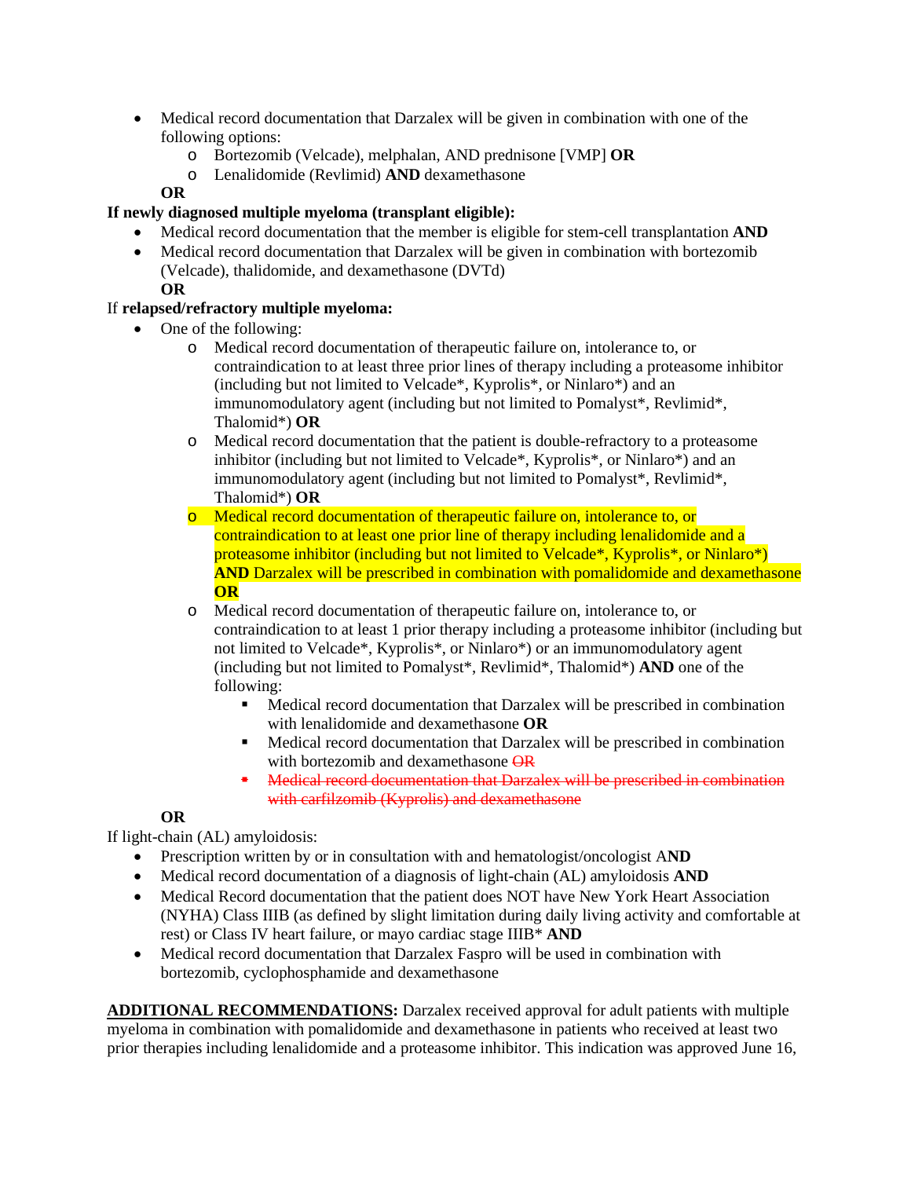- Medical record documentation that Darzalex will be given in combination with one of the following options:
  - Bortezomib (Velcade), melphalan, AND prednisone [VMP] **OR**
  - Lenalidomide (Revlimid) **AND** dexamethasone

  **OR**

**If newly diagnosed multiple myeloma (transplant eligible):**

- Medical record documentation that the member is eligible for stem-cell transplantation **AND**
- Medical record documentation that Darzalex will be given in combination with bortezomib (Velcade), thalidomide, and dexamethasone (DVTd)

  **OR**

If **relapsed/refractory multiple myeloma:**

- One of the following:
  - Medical record documentation of therapeutic failure on, intolerance to, or contraindication to at least three prior lines of therapy including a proteasome inhibitor (including but not limited to Velcade*, Kyprolis*, or Ninlaro*) and an immunomodulatory agent (including but not limited to Pomalyst*, Revlimid*, Thalomid*) **OR**
  - Medical record documentation that the patient is double-refractory to a proteasome inhibitor (including but not limited to Velcade*, Kyprolis*, or Ninlaro*) and an immunomodulatory agent (including but not limited to Pomalyst*, Revlimid*, Thalomid*) **OR**
  - Medical record documentation of therapeutic failure on, intolerance to, or contraindication to at least one prior line of therapy including lenalidomide and a proteasome inhibitor (including but not limited to Velcade*, Kyprolis*, or Ninlaro*) **AND** Darzalex will be prescribed in combination with pomalidomide and dexamethasone **OR**
  - Medical record documentation of therapeutic failure on, intolerance to, or contraindication to at least 1 prior therapy including a proteasome inhibitor (including but not limited to Velcade*, Kyprolis*, or Ninlaro*) or an immunomodulatory agent (including but not limited to Pomalyst*, Revlimid*, Thalomid*) **AND** one of the following:
    - Medical record documentation that Darzalex will be prescribed in combination with lenalidomide and dexamethasone **OR**
    - Medical record documentation that Darzalex will be prescribed in combination with bortezomib and dexamethasone ~~OR~~
    - ~~Medical record documentation that Darzalex will be prescribed in combination with carfilzomib (Kyprolis) and dexamethasone~~

  **OR**

If light-chain (AL) amyloidosis:

- Prescription written by or in consultation with and hematologist/oncologist A**ND**
- Medical record documentation of a diagnosis of light-chain (AL) amyloidosis **AND**
- Medical Record documentation that the patient does NOT have New York Heart Association (NYHA) Class IIIB (as defined by slight limitation during daily living activity and comfortable at rest) or Class IV heart failure, or mayo cardiac stage IIIB* **AND**
- Medical record documentation that Darzalex Faspro will be used in combination with bortezomib, cyclophosphamide and dexamethasone

**ADDITIONAL RECOMMENDATIONS:** Darzalex received approval for adult patients with multiple myeloma in combination with pomalidomide and dexamethasone in patients who received at least two prior therapies including lenalidomide and a proteasome inhibitor. This indication was approved June 16,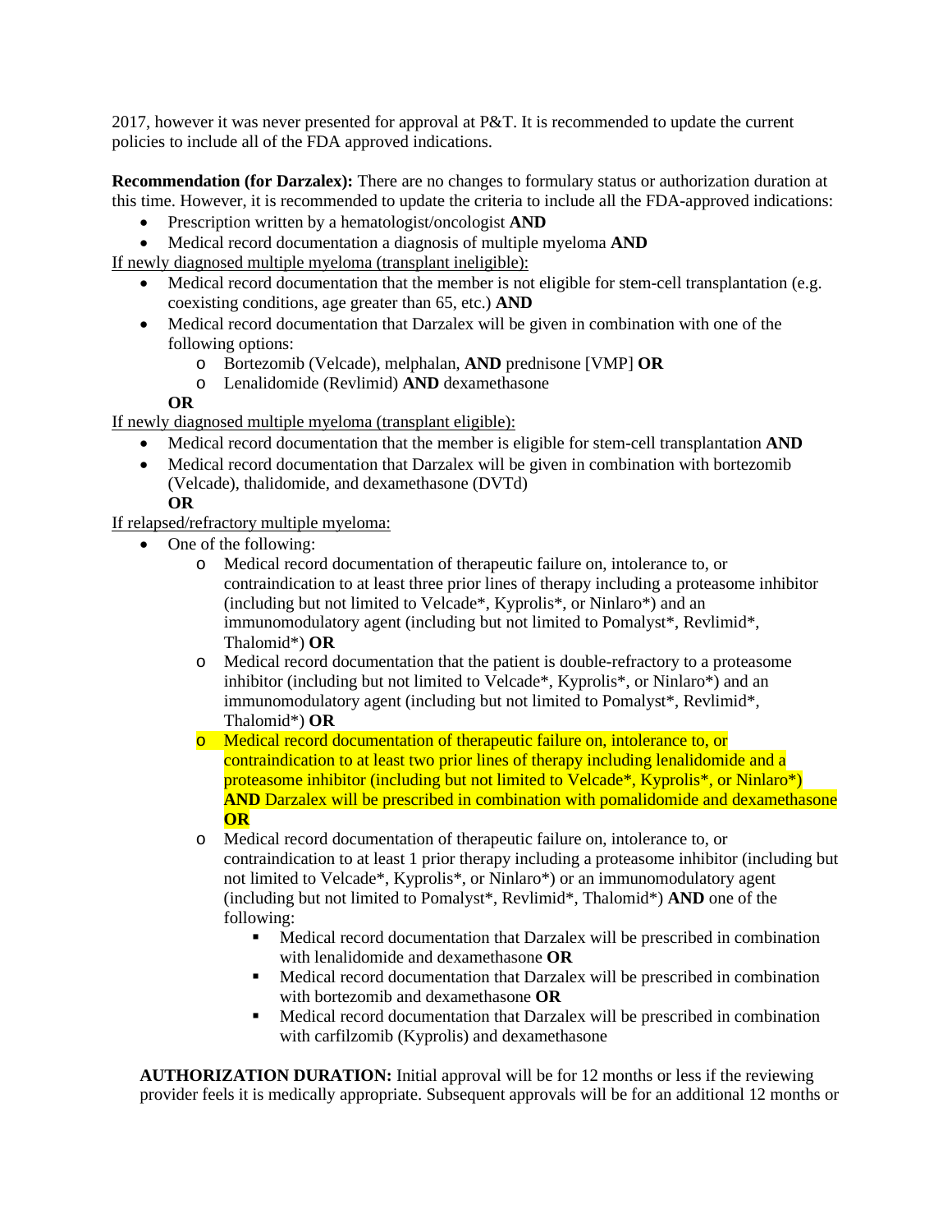2017, however it was never presented for approval at P&T. It is recommended to update the current policies to include all of the FDA approved indications.

**Recommendation (for Darzalex):** There are no changes to formulary status or authorization duration at this time. However, it is recommended to update the criteria to include all the FDA-approved indications:

- Prescription written by a hematologist/oncologist **AND**
- Medical record documentation a diagnosis of multiple myeloma **AND**

<u>If newly diagnosed multiple myeloma (transplant ineligible):</u>

- Medical record documentation that the member is not eligible for stem-cell transplantation (e.g. coexisting conditions, age greater than 65, etc.) **AND**
- Medical record documentation that Darzalex will be given in combination with one of the following options:
  - Bortezomib (Velcade), melphalan, **AND** prednisone [VMP] **OR**
  - Lenalidomide (Revlimid) **AND** dexamethasone

**OR**

<u>If newly diagnosed multiple myeloma (transplant eligible):</u>

- Medical record documentation that the member is eligible for stem-cell transplantation **AND**
- Medical record documentation that Darzalex will be given in combination with bortezomib (Velcade), thalidomide, and dexamethasone (DVTd)

**OR**

<u>If relapsed/refractory multiple myeloma:</u>

- One of the following:
  - Medical record documentation of therapeutic failure on, intolerance to, or contraindication to at least three prior lines of therapy including a proteasome inhibitor (including but not limited to Velcade*, Kyprolis*, or Ninlaro*) and an immunomodulatory agent (including but not limited to Pomalyst*, Revlimid*, Thalomid*) **OR**
  - Medical record documentation that the patient is double-refractory to a proteasome inhibitor (including but not limited to Velcade*, Kyprolis*, or Ninlaro*) and an immunomodulatory agent (including but not limited to Pomalyst*, Revlimid*, Thalomid*) **OR**
  - Medical record documentation of therapeutic failure on, intolerance to, or contraindication to at least two prior lines of therapy including lenalidomide and a proteasome inhibitor (including but not limited to Velcade*, Kyprolis*, or Ninlaro*) **AND** Darzalex will be prescribed in combination with pomalidomide and dexamethasone **OR**
  - Medical record documentation of therapeutic failure on, intolerance to, or contraindication to at least 1 prior therapy including a proteasome inhibitor (including but not limited to Velcade*, Kyprolis*, or Ninlaro*) or an immunomodulatory agent (including but not limited to Pomalyst*, Revlimid*, Thalomid*) **AND** one of the following:
    - Medical record documentation that Darzalex will be prescribed in combination with lenalidomide and dexamethasone **OR**
    - Medical record documentation that Darzalex will be prescribed in combination with bortezomib and dexamethasone **OR**
    - Medical record documentation that Darzalex will be prescribed in combination with carfilzomib (Kyprolis) and dexamethasone

**AUTHORIZATION DURATION:** Initial approval will be for 12 months or less if the reviewing provider feels it is medically appropriate. Subsequent approvals will be for an additional 12 months or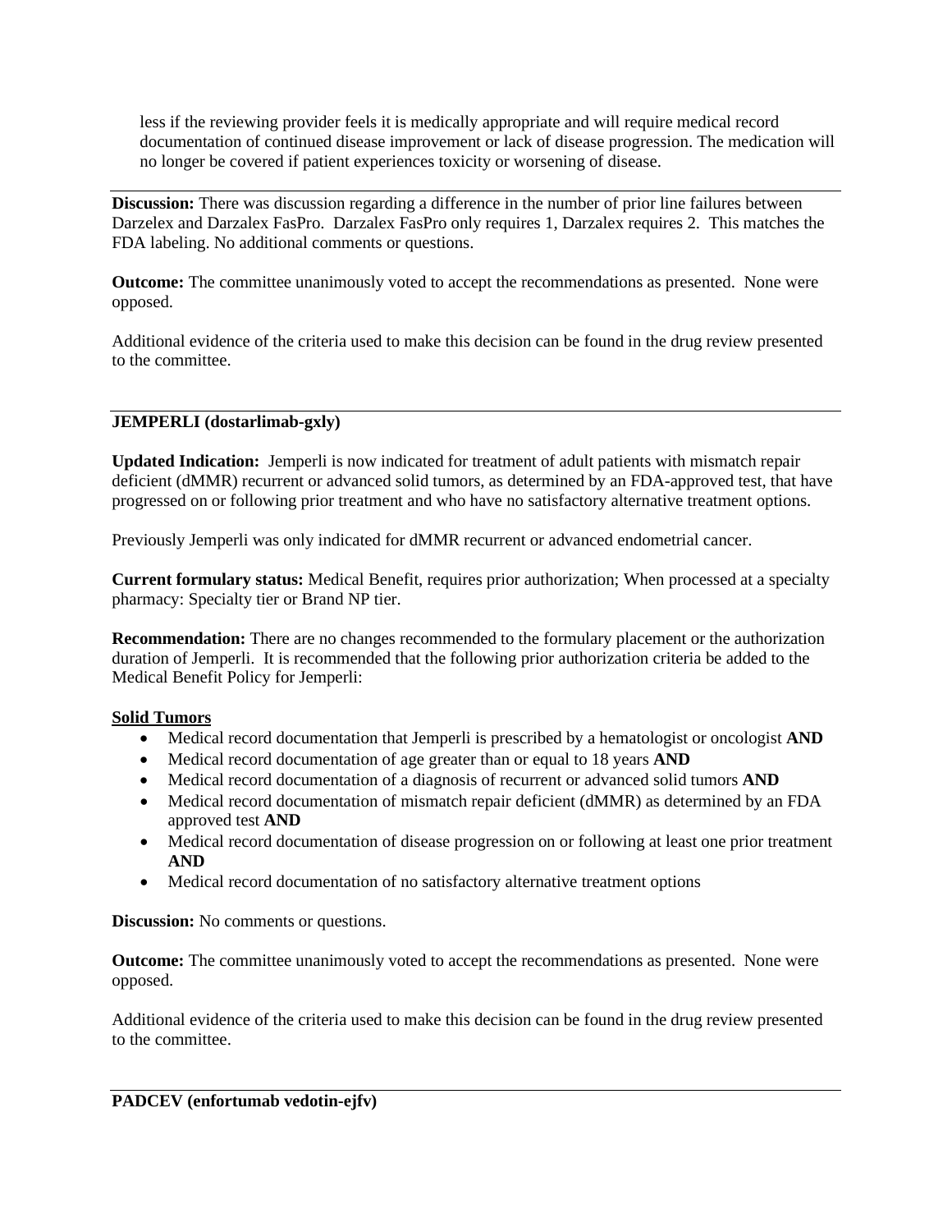less if the reviewing provider feels it is medically appropriate and will require medical record documentation of continued disease improvement or lack of disease progression. The medication will no longer be covered if patient experiences toxicity or worsening of disease.

---

**Discussion:** There was discussion regarding a difference in the number of prior line failures between Darzelex and Darzalex FasPro. Darzalex FasPro only requires 1, Darzalex requires 2. This matches the FDA labeling. No additional comments or questions.

**Outcome:** The committee unanimously voted to accept the recommendations as presented. None were opposed.

Additional evidence of the criteria used to make this decision can be found in the drug review presented to the committee.

---

**JEMPERLI (dostarlimab-gxly)**

**Updated Indication:** Jemperli is now indicated for treatment of adult patients with mismatch repair deficient (dMMR) recurrent or advanced solid tumors, as determined by an FDA-approved test, that have progressed on or following prior treatment and who have no satisfactory alternative treatment options.

Previously Jemperli was only indicated for dMMR recurrent or advanced endometrial cancer.

**Current formulary status:** Medical Benefit, requires prior authorization; When processed at a specialty pharmacy: Specialty tier or Brand NP tier.

**Recommendation:** There are no changes recommended to the formulary placement or the authorization duration of Jemperli. It is recommended that the following prior authorization criteria be added to the Medical Benefit Policy for Jemperli:

<u>**Solid Tumors**</u>

- Medical record documentation that Jemperli is prescribed by a hematologist or oncologist **AND**
- Medical record documentation of age greater than or equal to 18 years **AND**
- Medical record documentation of a diagnosis of recurrent or advanced solid tumors **AND**
- Medical record documentation of mismatch repair deficient (dMMR) as determined by an FDA approved test **AND**
- Medical record documentation of disease progression on or following at least one prior treatment **AND**
- Medical record documentation of no satisfactory alternative treatment options

**Discussion:** No comments or questions.

**Outcome:** The committee unanimously voted to accept the recommendations as presented. None were opposed.

Additional evidence of the criteria used to make this decision can be found in the drug review presented to the committee.

---

**PADCEV (enfortumab vedotin-ejfv)**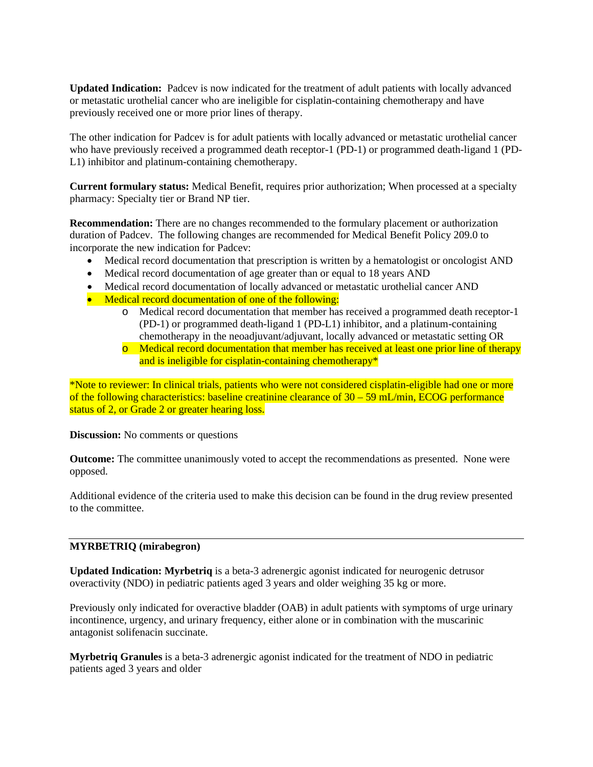**Updated Indication:** Padcev is now indicated for the treatment of adult patients with locally advanced or metastatic urothelial cancer who are ineligible for cisplatin-containing chemotherapy and have previously received one or more prior lines of therapy.

The other indication for Padcev is for adult patients with locally advanced or metastatic urothelial cancer who have previously received a programmed death receptor-1 (PD-1) or programmed death-ligand 1 (PD-L1) inhibitor and platinum-containing chemotherapy.

**Current formulary status:** Medical Benefit, requires prior authorization; When processed at a specialty pharmacy: Specialty tier or Brand NP tier.

**Recommendation:** There are no changes recommended to the formulary placement or authorization duration of Padcev. The following changes are recommended for Medical Benefit Policy 209.0 to incorporate the new indication for Padcev:

- Medical record documentation that prescription is written by a hematologist or oncologist AND
- Medical record documentation of age greater than or equal to 18 years AND
- Medical record documentation of locally advanced or metastatic urothelial cancer AND
- Medical record documentation of one of the following:
  - Medical record documentation that member has received a programmed death receptor-1 (PD-1) or programmed death-ligand 1 (PD-L1) inhibitor, and a platinum-containing chemotherapy in the neoadjuvant/adjuvant, locally advanced or metastatic setting OR
  - Medical record documentation that member has received at least one prior line of therapy and is ineligible for cisplatin-containing chemotherapy*

*Note to reviewer: In clinical trials, patients who were not considered cisplatin-eligible had one or more of the following characteristics: baseline creatinine clearance of 30 – 59 mL/min, ECOG performance status of 2, or Grade 2 or greater hearing loss.

**Discussion:** No comments or questions

**Outcome:** The committee unanimously voted to accept the recommendations as presented. None were opposed.

Additional evidence of the criteria used to make this decision can be found in the drug review presented to the committee.

---

**MYRBETRIQ (mirabegron)**

**Updated Indication: Myrbetriq** is a beta-3 adrenergic agonist indicated for neurogenic detrusor overactivity (NDO) in pediatric patients aged 3 years and older weighing 35 kg or more.

Previously only indicated for overactive bladder (OAB) in adult patients with symptoms of urge urinary incontinence, urgency, and urinary frequency, either alone or in combination with the muscarinic antagonist solifenacin succinate.

**Myrbetriq Granules** is a beta-3 adrenergic agonist indicated for the treatment of NDO in pediatric patients aged 3 years and older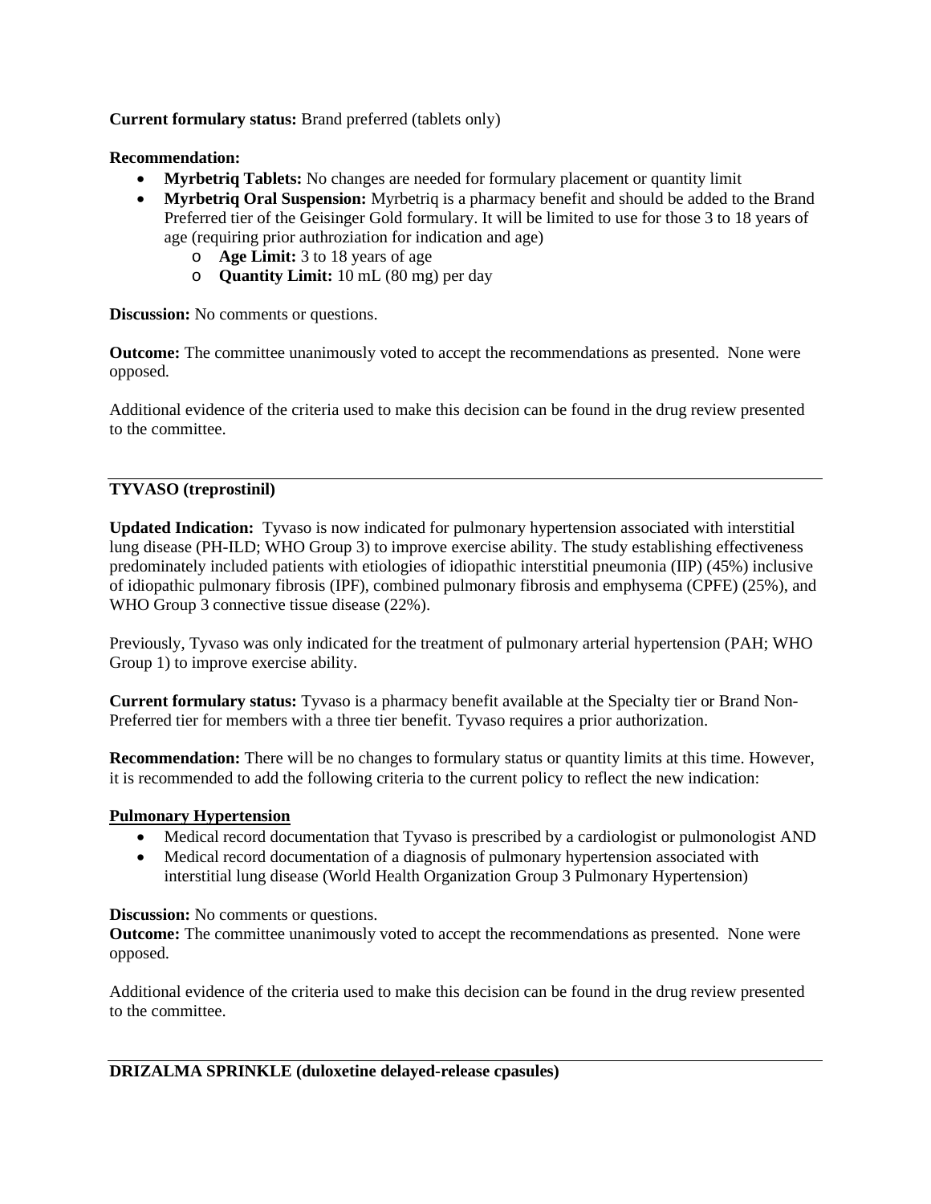**Current formulary status:** Brand preferred (tablets only)

**Recommendation:**

- **Myrbetriq Tablets:** No changes are needed for formulary placement or quantity limit
- **Myrbetriq Oral Suspension:** Myrbetriq is a pharmacy benefit and should be added to the Brand Preferred tier of the Geisinger Gold formulary. It will be limited to use for those 3 to 18 years of age (requiring prior authroziation for indication and age)
    - **Age Limit:** 3 to 18 years of age
    - **Quantity Limit:** 10 mL (80 mg) per day

**Discussion:** No comments or questions.

**Outcome:** The committee unanimously voted to accept the recommendations as presented. None were opposed.

Additional evidence of the criteria used to make this decision can be found in the drug review presented to the committee.

---

**TYVASO (treprostinil)**

**Updated Indication:** Tyvaso is now indicated for pulmonary hypertension associated with interstitial lung disease (PH-ILD; WHO Group 3) to improve exercise ability. The study establishing effectiveness predominately included patients with etiologies of idiopathic interstitial pneumonia (IIP) (45%) inclusive of idiopathic pulmonary fibrosis (IPF), combined pulmonary fibrosis and emphysema (CPFE) (25%), and WHO Group 3 connective tissue disease (22%).

Previously, Tyvaso was only indicated for the treatment of pulmonary arterial hypertension (PAH; WHO Group 1) to improve exercise ability.

**Current formulary status:** Tyvaso is a pharmacy benefit available at the Specialty tier or Brand Non-Preferred tier for members with a three tier benefit. Tyvaso requires a prior authorization.

**Recommendation:** There will be no changes to formulary status or quantity limits at this time. However, it is recommended to add the following criteria to the current policy to reflect the new indication:

**Pulmonary Hypertension**

- Medical record documentation that Tyvaso is prescribed by a cardiologist or pulmonologist AND
- Medical record documentation of a diagnosis of pulmonary hypertension associated with interstitial lung disease (World Health Organization Group 3 Pulmonary Hypertension)

**Discussion:** No comments or questions.

**Outcome:** The committee unanimously voted to accept the recommendations as presented. None were opposed.

Additional evidence of the criteria used to make this decision can be found in the drug review presented to the committee.

---

**DRIZALMA SPRINKLE (duloxetine delayed-release cpasules)**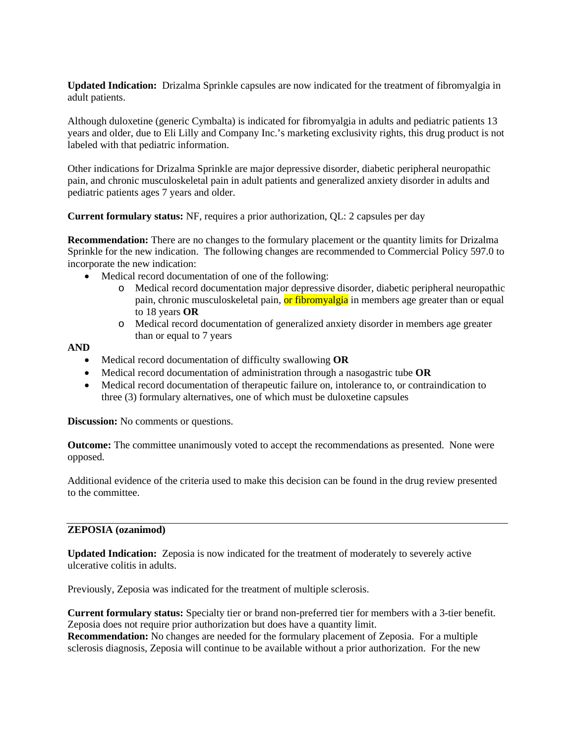**Updated Indication:** Drizalma Sprinkle capsules are now indicated for the treatment of fibromyalgia in adult patients.

Although duloxetine (generic Cymbalta) is indicated for fibromyalgia in adults and pediatric patients 13 years and older, due to Eli Lilly and Company Inc.'s marketing exclusivity rights, this drug product is not labeled with that pediatric information.

Other indications for Drizalma Sprinkle are major depressive disorder, diabetic peripheral neuropathic pain, and chronic musculoskeletal pain in adult patients and generalized anxiety disorder in adults and pediatric patients ages 7 years and older.

**Current formulary status:** NF, requires a prior authorization, QL: 2 capsules per day

**Recommendation:** There are no changes to the formulary placement or the quantity limits for Drizalma Sprinkle for the new indication. The following changes are recommended to Commercial Policy 597.0 to incorporate the new indication:

- Medical record documentation of one of the following:
  - Medical record documentation major depressive disorder, diabetic peripheral neuropathic pain, chronic musculoskeletal pain, or fibromyalgia in members age greater than or equal to 18 years **OR**
  - Medical record documentation of generalized anxiety disorder in members age greater than or equal to 7 years

**AND**

- Medical record documentation of difficulty swallowing **OR**
- Medical record documentation of administration through a nasogastric tube **OR**
- Medical record documentation of therapeutic failure on, intolerance to, or contraindication to three (3) formulary alternatives, one of which must be duloxetine capsules

**Discussion:** No comments or questions.

**Outcome:** The committee unanimously voted to accept the recommendations as presented. None were opposed.

Additional evidence of the criteria used to make this decision can be found in the drug review presented to the committee.

---

**ZEPOSIA (ozanimod)**

**Updated Indication:** Zeposia is now indicated for the treatment of moderately to severely active ulcerative colitis in adults.

Previously, Zeposia was indicated for the treatment of multiple sclerosis.

**Current formulary status:** Specialty tier or brand non-preferred tier for members with a 3-tier benefit. Zeposia does not require prior authorization but does have a quantity limit.
**Recommendation:** No changes are needed for the formulary placement of Zeposia. For a multiple sclerosis diagnosis, Zeposia will continue to be available without a prior authorization. For the new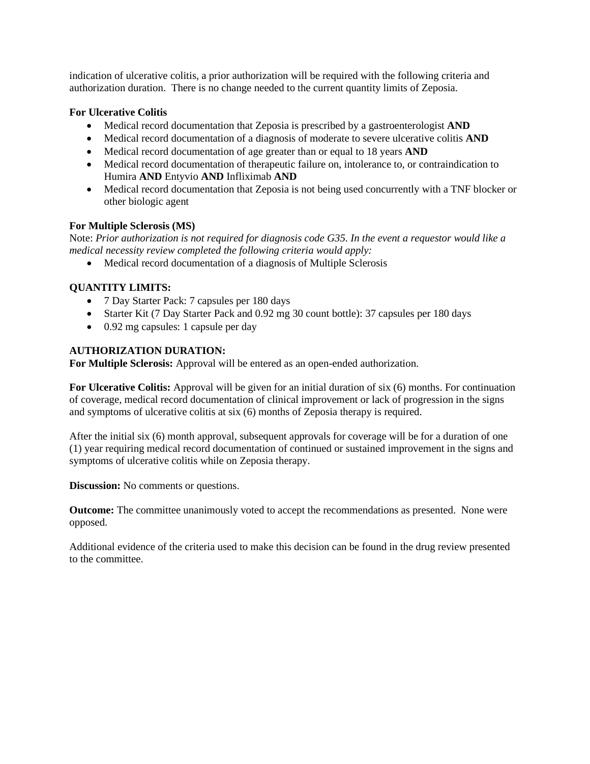indication of ulcerative colitis, a prior authorization will be required with the following criteria and authorization duration. There is no change needed to the current quantity limits of Zeposia.

**For Ulcerative Colitis**

- Medical record documentation that Zeposia is prescribed by a gastroenterologist **AND**
- Medical record documentation of a diagnosis of moderate to severe ulcerative colitis **AND**
- Medical record documentation of age greater than or equal to 18 years **AND**
- Medical record documentation of therapeutic failure on, intolerance to, or contraindication to Humira **AND** Entyvio **AND** Infliximab **AND**
- Medical record documentation that Zeposia is not being used concurrently with a TNF blocker or other biologic agent

**For Multiple Sclerosis (MS)**

Note: *Prior authorization is not required for diagnosis code G35. In the event a requestor would like a medical necessity review completed the following criteria would apply:*

- Medical record documentation of a diagnosis of Multiple Sclerosis

**QUANTITY LIMITS:**

- 7 Day Starter Pack: 7 capsules per 180 days
- Starter Kit (7 Day Starter Pack and 0.92 mg 30 count bottle): 37 capsules per 180 days
- 0.92 mg capsules: 1 capsule per day

**AUTHORIZATION DURATION:**

**For Multiple Sclerosis:** Approval will be entered as an open-ended authorization.

**For Ulcerative Colitis:** Approval will be given for an initial duration of six (6) months. For continuation of coverage, medical record documentation of clinical improvement or lack of progression in the signs and symptoms of ulcerative colitis at six (6) months of Zeposia therapy is required.

After the initial six (6) month approval, subsequent approvals for coverage will be for a duration of one (1) year requiring medical record documentation of continued or sustained improvement in the signs and symptoms of ulcerative colitis while on Zeposia therapy.

**Discussion:** No comments or questions.

**Outcome:** The committee unanimously voted to accept the recommendations as presented. None were opposed.

Additional evidence of the criteria used to make this decision can be found in the drug review presented to the committee.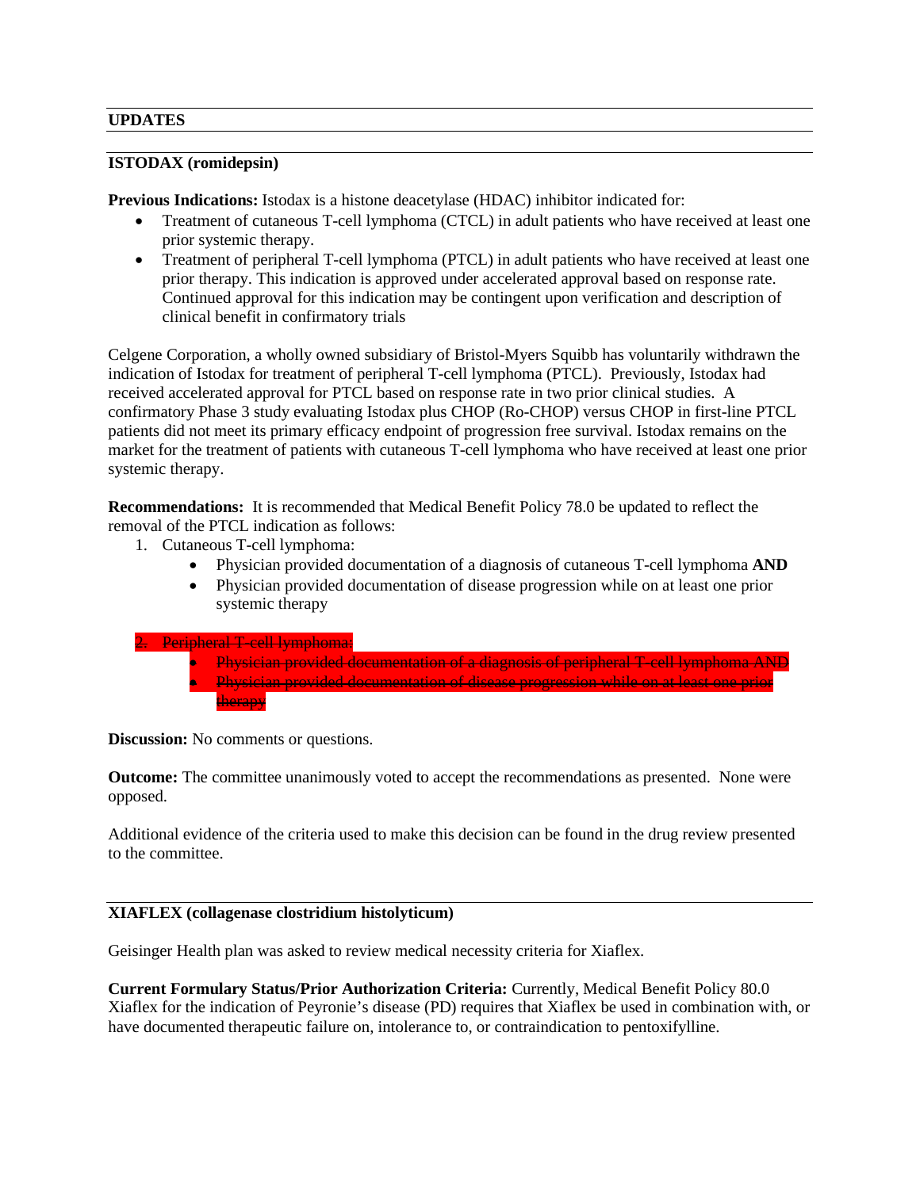## UPDATES

### ISTODAX (romidepsin)

**Previous Indications:** Istodax is a histone deacetylase (HDAC) inhibitor indicated for:

- Treatment of cutaneous T-cell lymphoma (CTCL) in adult patients who have received at least one prior systemic therapy.
- Treatment of peripheral T-cell lymphoma (PTCL) in adult patients who have received at least one prior therapy. This indication is approved under accelerated approval based on response rate. Continued approval for this indication may be contingent upon verification and description of clinical benefit in confirmatory trials

Celgene Corporation, a wholly owned subsidiary of Bristol-Myers Squibb has voluntarily withdrawn the indication of Istodax for treatment of peripheral T-cell lymphoma (PTCL). Previously, Istodax had received accelerated approval for PTCL based on response rate in two prior clinical studies. A confirmatory Phase 3 study evaluating Istodax plus CHOP (Ro-CHOP) versus CHOP in first-line PTCL patients did not meet its primary efficacy endpoint of progression free survival. Istodax remains on the market for the treatment of patients with cutaneous T-cell lymphoma who have received at least one prior systemic therapy.

**Recommendations:** It is recommended that Medical Benefit Policy 78.0 be updated to reflect the removal of the PTCL indication as follows:

1. Cutaneous T-cell lymphoma:
   - Physician provided documentation of a diagnosis of cutaneous T-cell lymphoma **AND**
   - Physician provided documentation of disease progression while on at least one prior systemic therapy

2. ~~Peripheral T-cell lymphoma:~~
   - ~~Physician provided documentation of a diagnosis of peripheral T-cell lymphoma AND~~
   - ~~Physician provided documentation of disease progression while on at least one prior therapy~~

**Discussion:** No comments or questions.

**Outcome:** The committee unanimously voted to accept the recommendations as presented. None were opposed.

Additional evidence of the criteria used to make this decision can be found in the drug review presented to the committee.

### XIAFLEX (collagenase clostridium histolyticum)

Geisinger Health plan was asked to review medical necessity criteria for Xiaflex.

**Current Formulary Status/Prior Authorization Criteria:** Currently, Medical Benefit Policy 80.0 Xiaflex for the indication of Peyronie's disease (PD) requires that Xiaflex be used in combination with, or have documented therapeutic failure on, intolerance to, or contraindication to pentoxifylline.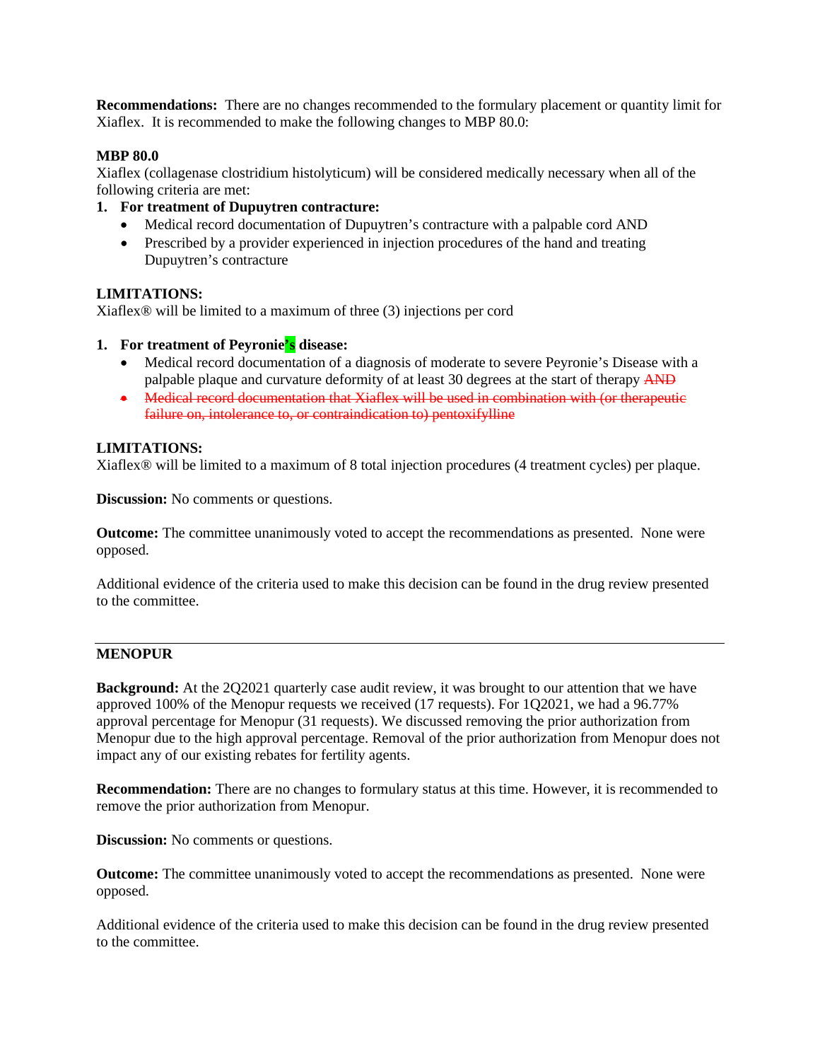**Recommendations:** There are no changes recommended to the formulary placement or quantity limit for Xiaflex. It is recommended to make the following changes to MBP 80.0:

**MBP 80.0**
Xiaflex (collagenase clostridium histolyticum) will be considered medically necessary when all of the following criteria are met:

1. **For treatment of Dupuytren contracture:**
   - Medical record documentation of Dupuytren's contracture with a palpable cord AND
   - Prescribed by a provider experienced in injection procedures of the hand and treating Dupuytren's contracture

**LIMITATIONS:**
Xiaflex® will be limited to a maximum of three (3) injections per cord

1. **For treatment of Peyronie's disease:**
   - Medical record documentation of a diagnosis of moderate to severe Peyronie's Disease with a palpable plaque and curvature deformity of at least 30 degrees at the start of therapy ~~AND~~
   - ~~Medical record documentation that Xiaflex will be used in combination with (or therapeutic failure on, intolerance to, or contraindication to) pentoxifylline~~

**LIMITATIONS:**
Xiaflex® will be limited to a maximum of 8 total injection procedures (4 treatment cycles) per plaque.

**Discussion:** No comments or questions.

**Outcome:** The committee unanimously voted to accept the recommendations as presented. None were opposed.

Additional evidence of the criteria used to make this decision can be found in the drug review presented to the committee.

---

**MENOPUR**

**Background:** At the 2Q2021 quarterly case audit review, it was brought to our attention that we have approved 100% of the Menopur requests we received (17 requests). For 1Q2021, we had a 96.77% approval percentage for Menopur (31 requests). We discussed removing the prior authorization from Menopur due to the high approval percentage. Removal of the prior authorization from Menopur does not impact any of our existing rebates for fertility agents.

**Recommendation:** There are no changes to formulary status at this time. However, it is recommended to remove the prior authorization from Menopur.

**Discussion:** No comments or questions.

**Outcome:** The committee unanimously voted to accept the recommendations as presented. None were opposed.

Additional evidence of the criteria used to make this decision can be found in the drug review presented to the committee.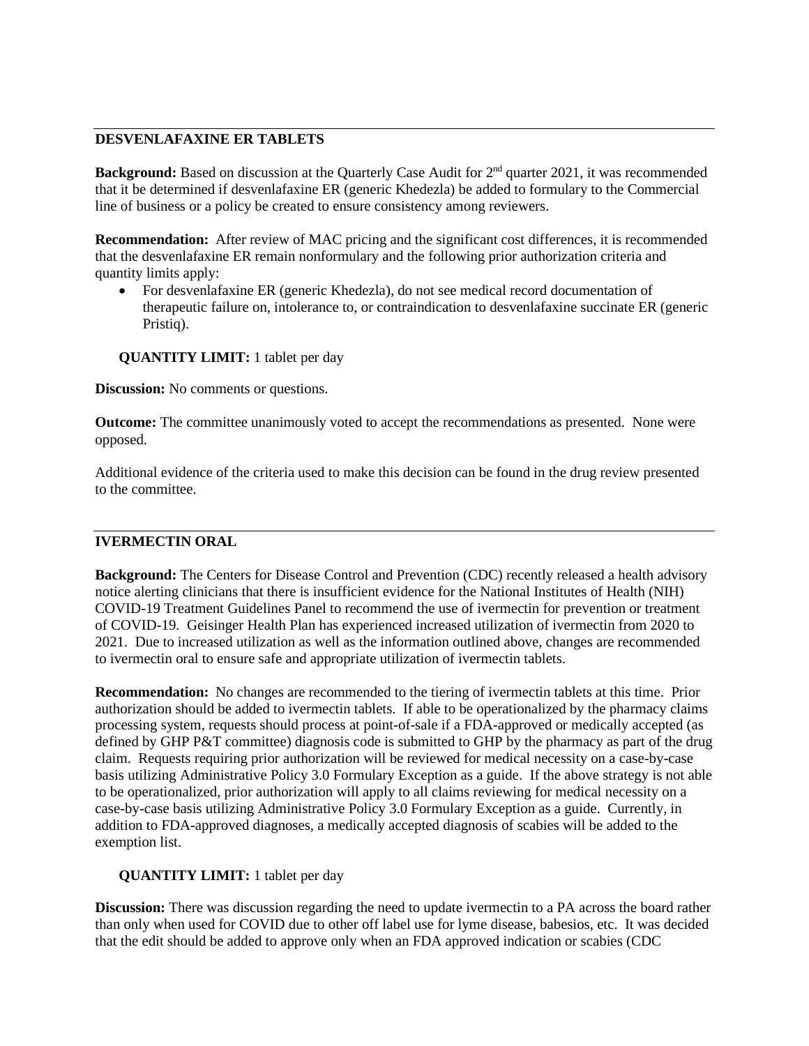## DESVENLAFAXINE ER TABLETS

**Background:** Based on discussion at the Quarterly Case Audit for 2nd quarter 2021, it was recommended that it be determined if desvenlafaxine ER (generic Khedezla) be added to formulary to the Commercial line of business or a policy be created to ensure consistency among reviewers.

**Recommendation:** After review of MAC pricing and the significant cost differences, it is recommended that the desvenlafaxine ER remain nonformulary and the following prior authorization criteria and quantity limits apply:

- For desvenlafaxine ER (generic Khedezla), do not see medical record documentation of therapeutic failure on, intolerance to, or contraindication to desvenlafaxine succinate ER (generic Pristiq).

**QUANTITY LIMIT:** 1 tablet per day

**Discussion:** No comments or questions.

**Outcome:** The committee unanimously voted to accept the recommendations as presented. None were opposed.

Additional evidence of the criteria used to make this decision can be found in the drug review presented to the committee.

## IVERMECTIN ORAL

**Background:** The Centers for Disease Control and Prevention (CDC) recently released a health advisory notice alerting clinicians that there is insufficient evidence for the National Institutes of Health (NIH) COVID-19 Treatment Guidelines Panel to recommend the use of ivermectin for prevention or treatment of COVID-19. Geisinger Health Plan has experienced increased utilization of ivermectin from 2020 to 2021. Due to increased utilization as well as the information outlined above, changes are recommended to ivermectin oral to ensure safe and appropriate utilization of ivermectin tablets.

**Recommendation:** No changes are recommended to the tiering of ivermectin tablets at this time. Prior authorization should be added to ivermectin tablets. If able to be operationalized by the pharmacy claims processing system, requests should process at point-of-sale if a FDA-approved or medically accepted (as defined by GHP P&T committee) diagnosis code is submitted to GHP by the pharmacy as part of the drug claim. Requests requiring prior authorization will be reviewed for medical necessity on a case-by-case basis utilizing Administrative Policy 3.0 Formulary Exception as a guide. If the above strategy is not able to be operationalized, prior authorization will apply to all claims reviewing for medical necessity on a case-by-case basis utilizing Administrative Policy 3.0 Formulary Exception as a guide. Currently, in addition to FDA-approved diagnoses, a medically accepted diagnosis of scabies will be added to the exemption list.

**QUANTITY LIMIT:** 1 tablet per day

**Discussion:** There was discussion regarding the need to update ivermectin to a PA across the board rather than only when used for COVID due to other off label use for lyme disease, babesios, etc. It was decided that the edit should be added to approve only when an FDA approved indication or scabies (CDC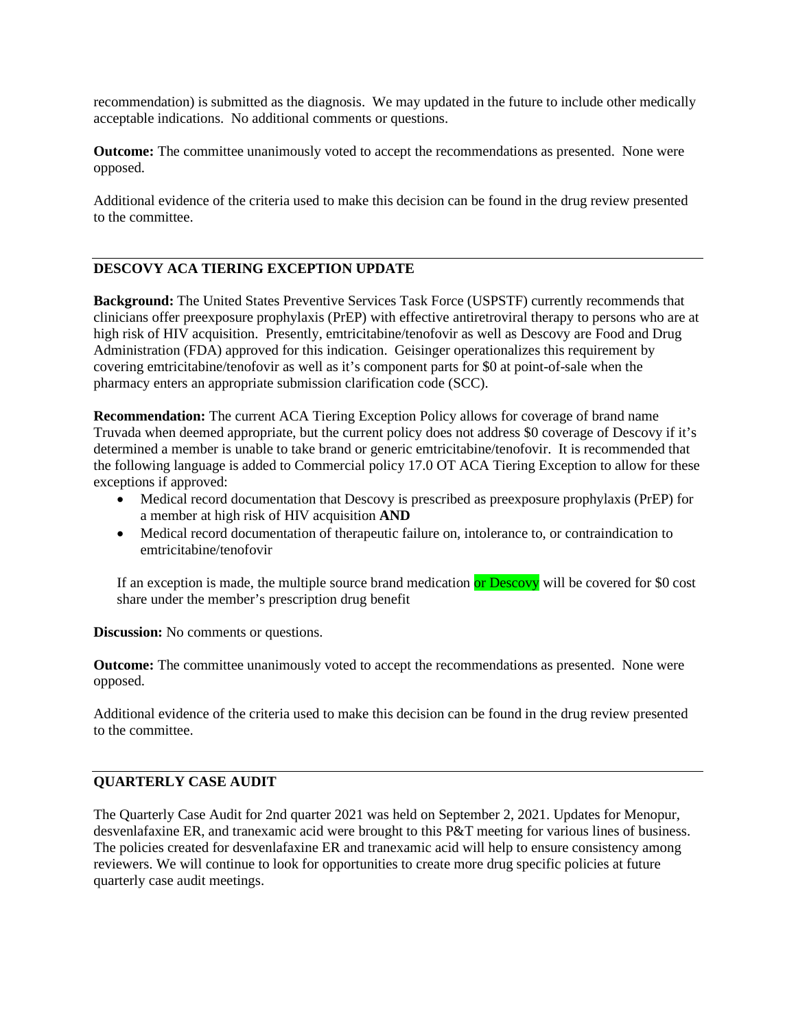recommendation) is submitted as the diagnosis. We may updated in the future to include other medically acceptable indications. No additional comments or questions.

**Outcome:** The committee unanimously voted to accept the recommendations as presented. None were opposed.

Additional evidence of the criteria used to make this decision can be found in the drug review presented to the committee.

---

## DESCOVY ACA TIERING EXCEPTION UPDATE

**Background:** The United States Preventive Services Task Force (USPSTF) currently recommends that clinicians offer preexposure prophylaxis (PrEP) with effective antiretroviral therapy to persons who are at high risk of HIV acquisition. Presently, emtricitabine/tenofovir as well as Descovy are Food and Drug Administration (FDA) approved for this indication. Geisinger operationalizes this requirement by covering emtricitabine/tenofovir as well as it's component parts for $0 at point-of-sale when the pharmacy enters an appropriate submission clarification code (SCC).

**Recommendation:** The current ACA Tiering Exception Policy allows for coverage of brand name Truvada when deemed appropriate, but the current policy does not address $0 coverage of Descovy if it's determined a member is unable to take brand or generic emtricitabine/tenofovir. It is recommended that the following language is added to Commercial policy 17.0 OT ACA Tiering Exception to allow for these exceptions if approved:

- Medical record documentation that Descovy is prescribed as preexposure prophylaxis (PrEP) for a member at high risk of HIV acquisition **AND**
- Medical record documentation of therapeutic failure on, intolerance to, or contraindication to emtricitabine/tenofovir

If an exception is made, the multiple source brand medication or Descovy will be covered for $0 cost share under the member's prescription drug benefit

**Discussion:** No comments or questions.

**Outcome:** The committee unanimously voted to accept the recommendations as presented. None were opposed.

Additional evidence of the criteria used to make this decision can be found in the drug review presented to the committee.

---

## QUARTERLY CASE AUDIT

The Quarterly Case Audit for 2nd quarter 2021 was held on September 2, 2021. Updates for Menopur, desvenlafaxine ER, and tranexamic acid were brought to this P&T meeting for various lines of business. The policies created for desvenlafaxine ER and tranexamic acid will help to ensure consistency among reviewers. We will continue to look for opportunities to create more drug specific policies at future quarterly case audit meetings.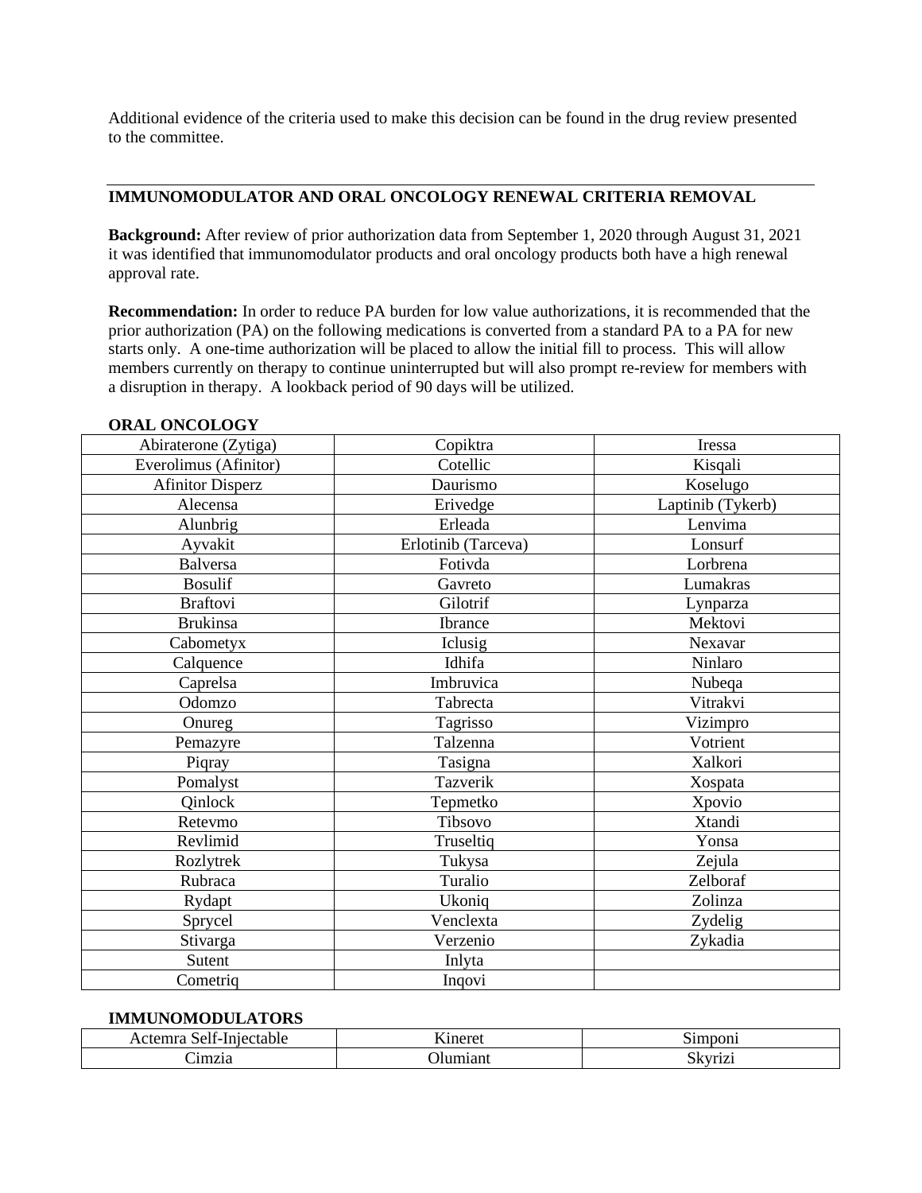Additional evidence of the criteria used to make this decision can be found in the drug review presented to the committee.

---

## IMMUNOMODULATOR AND ORAL ONCOLOGY RENEWAL CRITERIA REMOVAL

**Background:** After review of prior authorization data from September 1, 2020 through August 31, 2021 it was identified that immunomodulator products and oral oncology products both have a high renewal approval rate.

**Recommendation:** In order to reduce PA burden for low value authorizations, it is recommended that the prior authorization (PA) on the following medications is converted from a standard PA to a PA for new starts only. A one-time authorization will be placed to allow the initial fill to process. This will allow members currently on therapy to continue uninterrupted but will also prompt re-review for members with a disruption in therapy. A lookback period of 90 days will be utilized.

**ORAL ONCOLOGY**

| | | |
|---|---|---|
| Abiraterone (Zytiga) | Copiktra | Iressa |
| Everolimus (Afinitor) | Cotellic | Kisqali |
| Afinitor Disperz | Daurismo | Koselugo |
| Alecensa | Erivedge | Laptinib (Tykerb) |
| Alunbrig | Erleada | Lenvima |
| Ayvakit | Erlotinib (Tarceva) | Lonsurf |
| Balversa | Fotivda | Lorbrena |
| Bosulif | Gavreto | Lumakras |
| Braftovi | Gilotrif | Lynparza |
| Brukinsa | Ibrance | Mektovi |
| Cabometyx | Iclusig | Nexavar |
| Calquence | Idhifa | Ninlaro |
| Caprelsa | Imbruvica | Nubeqa |
| Odomzo | Tabrecta | Vitrakvi |
| Onureg | Tagrisso | Vizimpro |
| Pemazyre | Talzenna | Votrient |
| Piqray | Tasigna | Xalkori |
| Pomalyst | Tazverik | Xospata |
| Qinlock | Tepmetko | Xpovio |
| Retevmo | Tibsovo | Xtandi |
| Revlimid | Truseltiq | Yonsa |
| Rozlytrek | Tukysa | Zejula |
| Rubraca | Turalio | Zelboraf |
| Rydapt | Ukoniq | Zolinza |
| Sprycel | Venclexta | Zydelig |
| Stivarga | Verzenio | Zykadia |
| Sutent | Inlyta | |
| Cometriq | Inqovi | |

**IMMUNOMODULATORS**

| | | |
|---|---|---|
| Actemra Self-Injectable | Kineret | Simponi |
| Cimzia | Olumiant | Skyrizi |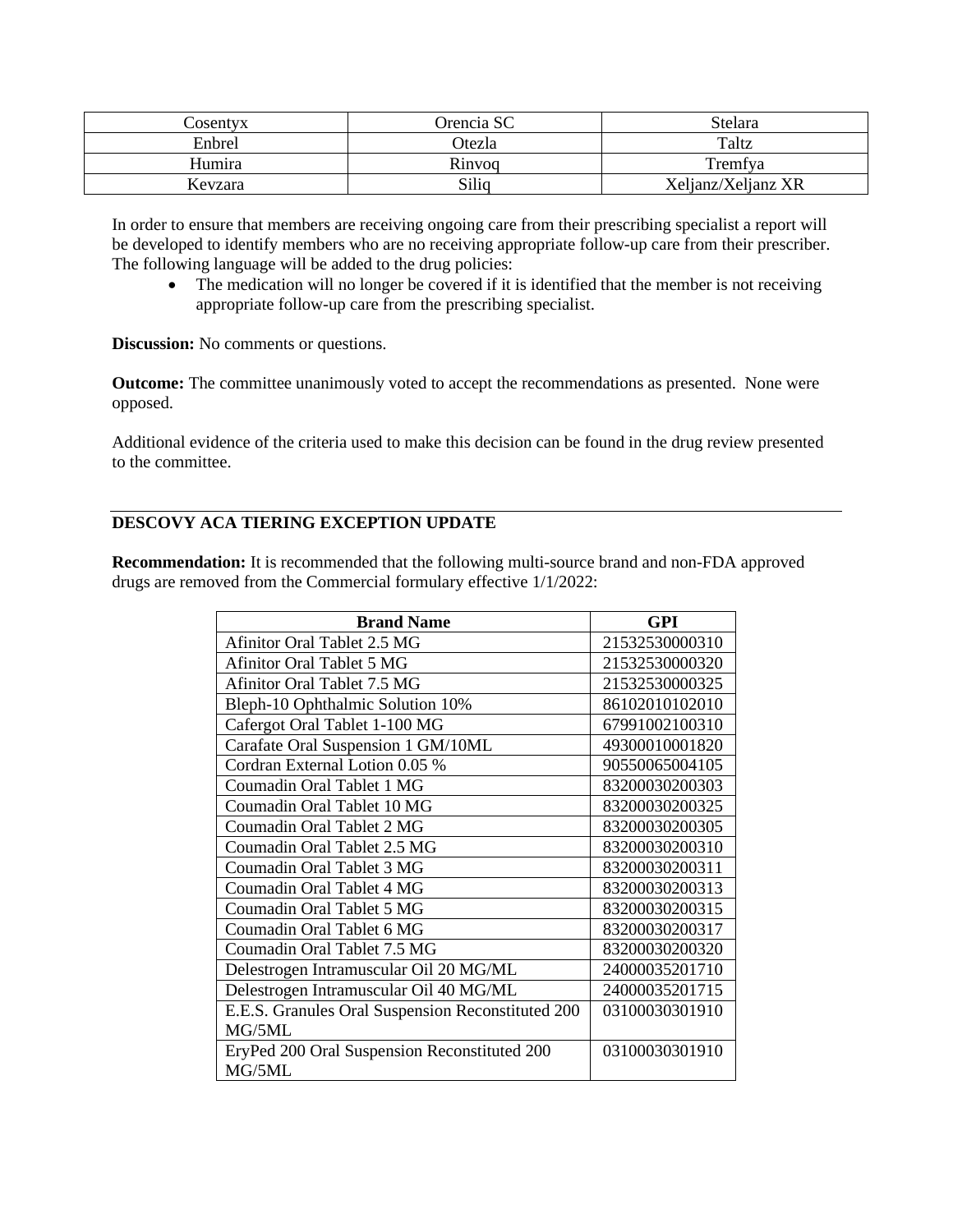| Cosentyx | Orencia SC | Stelara |
|---|---|---|
| Enbrel | Otezla | Taltz |
| Humira | Rinvoq | Tremfya |
| Kevzara | Siliq | Xeljanz/Xeljanz XR |

In order to ensure that members are receiving ongoing care from their prescribing specialist a report will be developed to identify members who are no receiving appropriate follow-up care from their prescriber. The following language will be added to the drug policies:

- The medication will no longer be covered if it is identified that the member is not receiving appropriate follow-up care from the prescribing specialist.

**Discussion:** No comments or questions.

**Outcome:** The committee unanimously voted to accept the recommendations as presented. None were opposed.

Additional evidence of the criteria used to make this decision can be found in the drug review presented to the committee.

---

**DESCOVY ACA TIERING EXCEPTION UPDATE**

**Recommendation:** It is recommended that the following multi-source brand and non-FDA approved drugs are removed from the Commercial formulary effective 1/1/2022:

| Brand Name | GPI |
|---|---|
| Afinitor Oral Tablet 2.5 MG | 21532530000310 |
| Afinitor Oral Tablet 5 MG | 21532530000320 |
| Afinitor Oral Tablet 7.5 MG | 21532530000325 |
| Bleph-10 Ophthalmic Solution 10% | 86102010102010 |
| Cafergot Oral Tablet 1-100 MG | 67991002100310 |
| Carafate Oral Suspension 1 GM/10ML | 49300010001820 |
| Cordran External Lotion 0.05 % | 90550065004105 |
| Coumadin Oral Tablet 1 MG | 83200030200303 |
| Coumadin Oral Tablet 10 MG | 83200030200325 |
| Coumadin Oral Tablet 2 MG | 83200030200305 |
| Coumadin Oral Tablet 2.5 MG | 83200030200310 |
| Coumadin Oral Tablet 3 MG | 83200030200311 |
| Coumadin Oral Tablet 4 MG | 83200030200313 |
| Coumadin Oral Tablet 5 MG | 83200030200315 |
| Coumadin Oral Tablet 6 MG | 83200030200317 |
| Coumadin Oral Tablet 7.5 MG | 83200030200320 |
| Delestrogen Intramuscular Oil 20 MG/ML | 24000035201710 |
| Delestrogen Intramuscular Oil 40 MG/ML | 24000035201715 |
| E.E.S. Granules Oral Suspension Reconstituted 200 MG/5ML | 03100030301910 |
| EryPed 200 Oral Suspension Reconstituted 200 MG/5ML | 03100030301910 |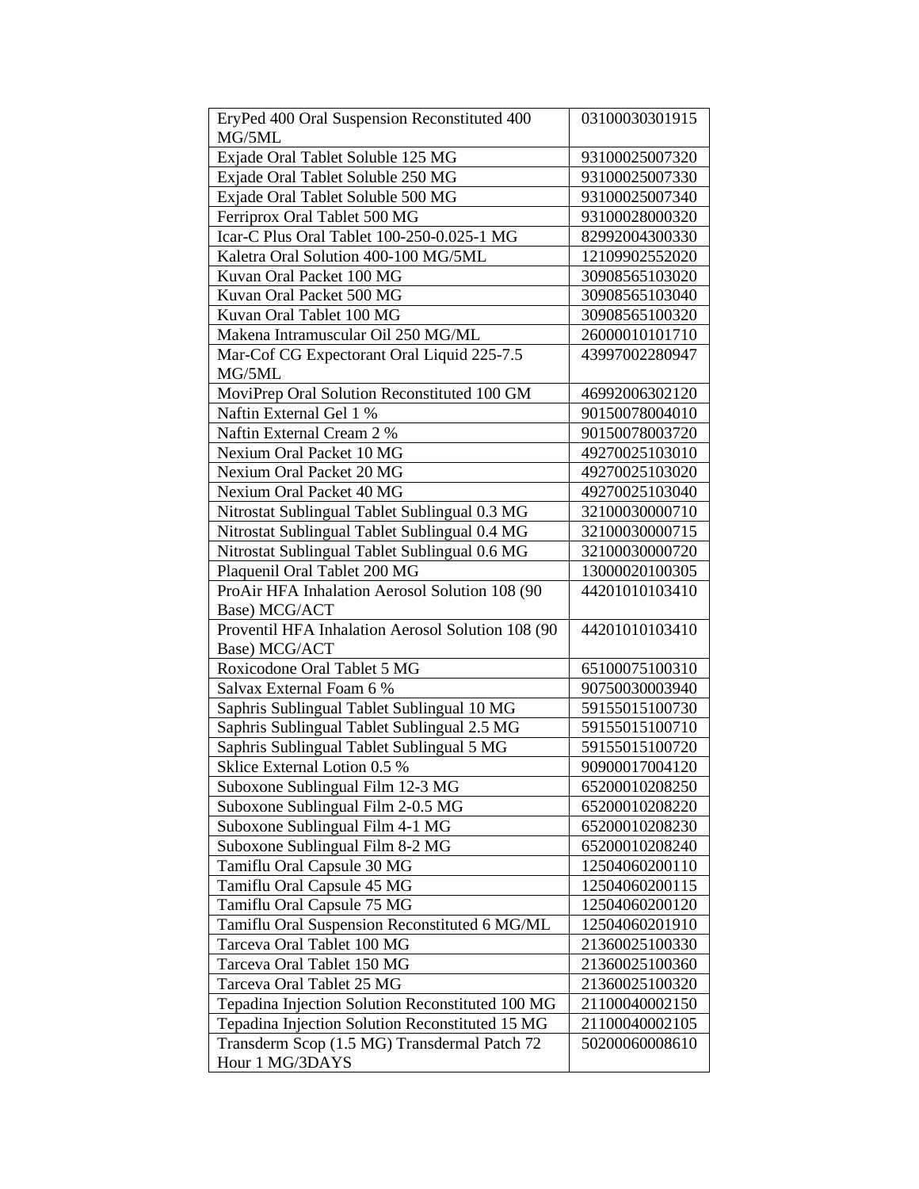| EryPed 400 Oral Suspension Reconstituted 400 MG/5ML | 03100030301915 |
|---|---|
| Exjade Oral Tablet Soluble 125 MG | 93100025007320 |
| Exjade Oral Tablet Soluble 250 MG | 93100025007330 |
| Exjade Oral Tablet Soluble 500 MG | 93100025007340 |
| Ferriprox Oral Tablet 500 MG | 93100028000320 |
| Icar-C Plus Oral Tablet 100-250-0.025-1 MG | 82992004300330 |
| Kaletra Oral Solution 400-100 MG/5ML | 12109902552020 |
| Kuvan Oral Packet 100 MG | 30908565103020 |
| Kuvan Oral Packet 500 MG | 30908565103040 |
| Kuvan Oral Tablet 100 MG | 30908565100320 |
| Makena Intramuscular Oil 250 MG/ML | 26000010101710 |
| Mar-Cof CG Expectorant Oral Liquid 225-7.5 MG/5ML | 43997002280947 |
| MoviPrep Oral Solution Reconstituted 100 GM | 46992006302120 |
| Naftin External Gel 1 % | 90150078004010 |
| Naftin External Cream 2 % | 90150078003720 |
| Nexium Oral Packet 10 MG | 49270025103010 |
| Nexium Oral Packet 20 MG | 49270025103020 |
| Nexium Oral Packet 40 MG | 49270025103040 |
| Nitrostat Sublingual Tablet Sublingual 0.3 MG | 32100030000710 |
| Nitrostat Sublingual Tablet Sublingual 0.4 MG | 32100030000715 |
| Nitrostat Sublingual Tablet Sublingual 0.6 MG | 32100030000720 |
| Plaquenil Oral Tablet 200 MG | 13000020100305 |
| ProAir HFA Inhalation Aerosol Solution 108 (90 Base) MCG/ACT | 44201010103410 |
| Proventil HFA Inhalation Aerosol Solution 108 (90 Base) MCG/ACT | 44201010103410 |
| Roxicodone Oral Tablet 5 MG | 65100075100310 |
| Salvax External Foam 6 % | 90750030003940 |
| Saphris Sublingual Tablet Sublingual 10 MG | 59155015100730 |
| Saphris Sublingual Tablet Sublingual 2.5 MG | 59155015100710 |
| Saphris Sublingual Tablet Sublingual 5 MG | 59155015100720 |
| Sklice External Lotion 0.5 % | 90900017004120 |
| Suboxone Sublingual Film 12-3 MG | 65200010208250 |
| Suboxone Sublingual Film 2-0.5 MG | 65200010208220 |
| Suboxone Sublingual Film 4-1 MG | 65200010208230 |
| Suboxone Sublingual Film 8-2 MG | 65200010208240 |
| Tamiflu Oral Capsule 30 MG | 12504060200110 |
| Tamiflu Oral Capsule 45 MG | 12504060200115 |
| Tamiflu Oral Capsule 75 MG | 12504060200120 |
| Tamiflu Oral Suspension Reconstituted 6 MG/ML | 12504060201910 |
| Tarceva Oral Tablet 100 MG | 21360025100330 |
| Tarceva Oral Tablet 150 MG | 21360025100360 |
| Tarceva Oral Tablet 25 MG | 21360025100320 |
| Tepadina Injection Solution Reconstituted 100 MG | 21100040002150 |
| Tepadina Injection Solution Reconstituted 15 MG | 21100040002105 |
| Transderm Scop (1.5 MG) Transdermal Patch 72 Hour 1 MG/3DAYS | 50200060008610 |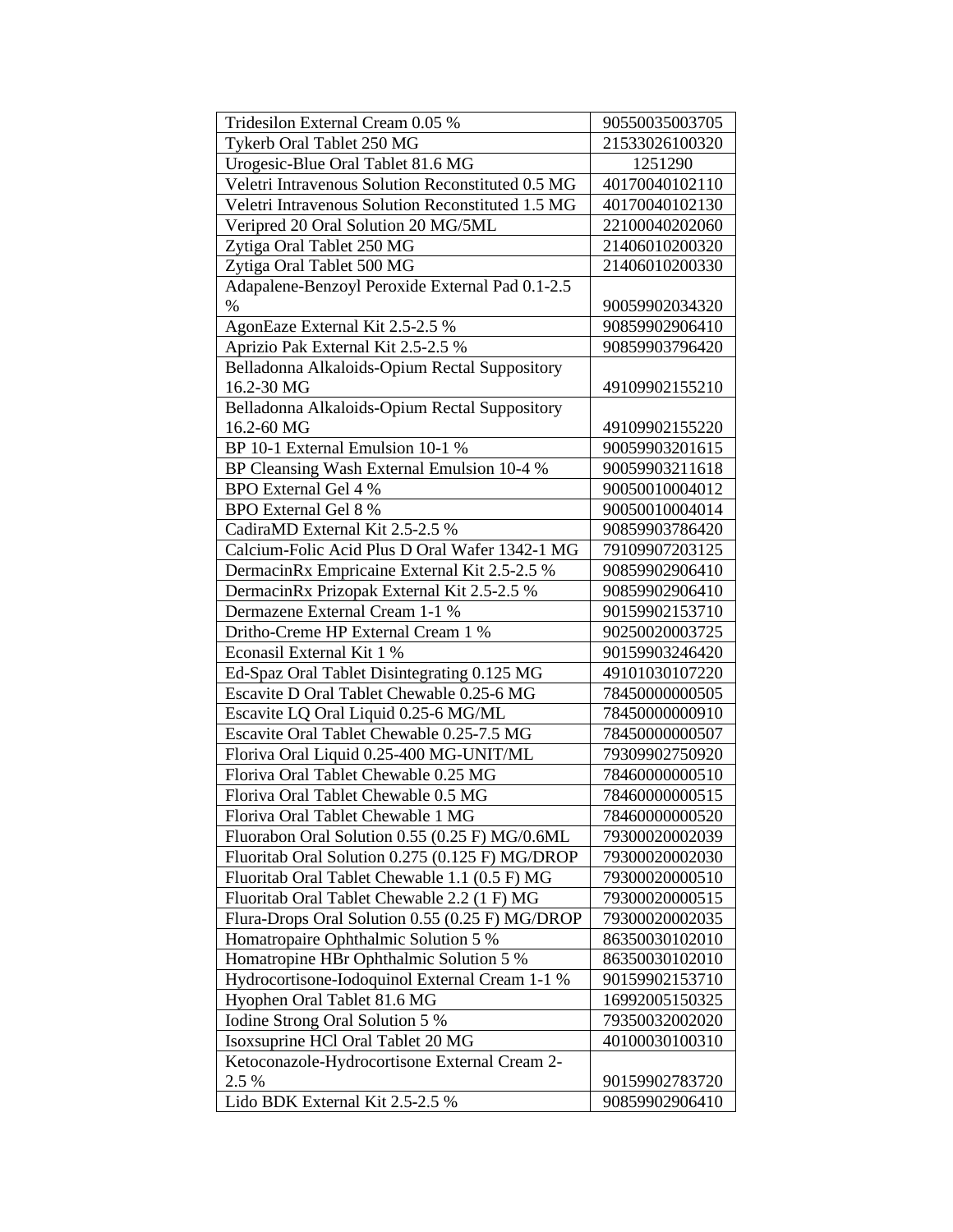| Tridesilon External Cream 0.05 % | 90550035003705 |
|---|---|
| Tykerb Oral Tablet 250 MG | 21533026100320 |
| Urogesic-Blue Oral Tablet 81.6 MG | 1251290 |
| Veletri Intravenous Solution Reconstituted 0.5 MG | 40170040102110 |
| Veletri Intravenous Solution Reconstituted 1.5 MG | 40170040102130 |
| Veripred 20 Oral Solution 20 MG/5ML | 22100040202060 |
| Zytiga Oral Tablet 250 MG | 21406010200320 |
| Zytiga Oral Tablet 500 MG | 21406010200330 |
| Adapalene-Benzoyl Peroxide External Pad 0.1-2.5 % | 90059902034320 |
| AgonEaze External Kit 2.5-2.5 % | 90859902906410 |
| Aprizio Pak External Kit 2.5-2.5 % | 90859903796420 |
| Belladonna Alkaloids-Opium Rectal Suppository 16.2-30 MG | 49109902155210 |
| Belladonna Alkaloids-Opium Rectal Suppository 16.2-60 MG | 49109902155220 |
| BP 10-1 External Emulsion 10-1 % | 90059903201615 |
| BP Cleansing Wash External Emulsion 10-4 % | 90059903211618 |
| BPO External Gel 4 % | 90050010004012 |
| BPO External Gel 8 % | 90050010004014 |
| CadiraMD External Kit 2.5-2.5 % | 90859903786420 |
| Calcium-Folic Acid Plus D Oral Wafer 1342-1 MG | 79109907203125 |
| DermacinRx Empricaine External Kit 2.5-2.5 % | 90859902906410 |
| DermacinRx Prizopak External Kit 2.5-2.5 % | 90859902906410 |
| Dermazene External Cream 1-1 % | 90159902153710 |
| Dritho-Creme HP External Cream 1 % | 90250020003725 |
| Econasil External Kit 1 % | 90159903246420 |
| Ed-Spaz Oral Tablet Disintegrating 0.125 MG | 49101030107220 |
| Escavite D Oral Tablet Chewable 0.25-6 MG | 78450000000505 |
| Escavite LQ Oral Liquid 0.25-6 MG/ML | 78450000000910 |
| Escavite Oral Tablet Chewable 0.25-7.5 MG | 78450000000507 |
| Floriva Oral Liquid 0.25-400 MG-UNIT/ML | 79309902750920 |
| Floriva Oral Tablet Chewable 0.25 MG | 78460000000510 |
| Floriva Oral Tablet Chewable 0.5 MG | 78460000000515 |
| Floriva Oral Tablet Chewable 1 MG | 78460000000520 |
| Fluorabon Oral Solution 0.55 (0.25 F) MG/0.6ML | 79300020002039 |
| Fluoritab Oral Solution 0.275 (0.125 F) MG/DROP | 79300020002030 |
| Fluoritab Oral Tablet Chewable 1.1 (0.5 F) MG | 79300020000510 |
| Fluoritab Oral Tablet Chewable 2.2 (1 F) MG | 79300020000515 |
| Flura-Drops Oral Solution 0.55 (0.25 F) MG/DROP | 79300020002035 |
| Homatropaire Ophthalmic Solution 5 % | 86350030102010 |
| Homatropine HBr Ophthalmic Solution 5 % | 86350030102010 |
| Hydrocortisone-Iodoquinol External Cream 1-1 % | 90159902153710 |
| Hyophen Oral Tablet 81.6 MG | 16992005150325 |
| Iodine Strong Oral Solution 5 % | 79350032002020 |
| Isoxsuprine HCl Oral Tablet 20 MG | 40100030100310 |
| Ketoconazole-Hydrocortisone External Cream 2-2.5 % | 90159902783720 |
| Lido BDK External Kit 2.5-2.5 % | 90859902906410 |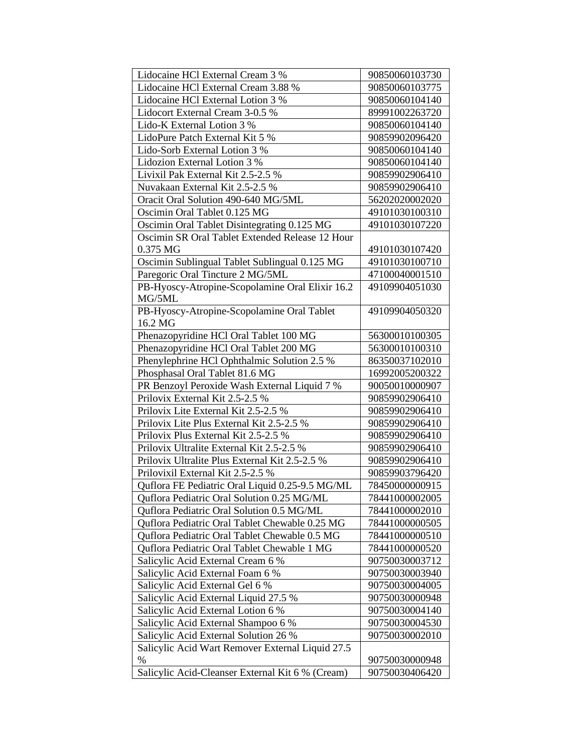| Lidocaine HCl External Cream 3 % | 90850060103730 |
|---|---|
| Lidocaine HCl External Cream 3.88 % | 90850060103775 |
| Lidocaine HCl External Lotion 3 % | 90850060104140 |
| Lidocort External Cream 3-0.5 % | 89991002263720 |
| Lido-K External Lotion 3 % | 90850060104140 |
| LidoPure Patch External Kit 5 % | 90859902096420 |
| Lido-Sorb External Lotion 3 % | 90850060104140 |
| Lidozion External Lotion 3 % | 90850060104140 |
| Livixil Pak External Kit 2.5-2.5 % | 90859902906410 |
| Nuvakaan External Kit 2.5-2.5 % | 90859902906410 |
| Oracit Oral Solution 490-640 MG/5ML | 56202020002020 |
| Oscimin Oral Tablet 0.125 MG | 49101030100310 |
| Oscimin Oral Tablet Disintegrating 0.125 MG | 49101030107220 |
| Oscimin SR Oral Tablet Extended Release 12 Hour 0.375 MG | 49101030107420 |
| Oscimin Sublingual Tablet Sublingual 0.125 MG | 49101030100710 |
| Paregoric Oral Tincture 2 MG/5ML | 47100040001510 |
| PB-Hyoscy-Atropine-Scopolamine Oral Elixir 16.2 MG/5ML | 49109904051030 |
| PB-Hyoscy-Atropine-Scopolamine Oral Tablet 16.2 MG | 49109904050320 |
| Phenazopyridine HCl Oral Tablet 100 MG | 56300010100305 |
| Phenazopyridine HCl Oral Tablet 200 MG | 56300010100310 |
| Phenylephrine HCl Ophthalmic Solution 2.5 % | 86350037102010 |
| Phosphasal Oral Tablet 81.6 MG | 16992005200322 |
| PR Benzoyl Peroxide Wash External Liquid 7 % | 90050010000907 |
| Prilovix External Kit 2.5-2.5 % | 90859902906410 |
| Prilovix Lite External Kit 2.5-2.5 % | 90859902906410 |
| Prilovix Lite Plus External Kit 2.5-2.5 % | 90859902906410 |
| Prilovix Plus External Kit 2.5-2.5 % | 90859902906410 |
| Prilovix Ultralite External Kit 2.5-2.5 % | 90859902906410 |
| Prilovix Ultralite Plus External Kit 2.5-2.5 % | 90859902906410 |
| Prilovixil External Kit 2.5-2.5 % | 90859903796420 |
| Quflora FE Pediatric Oral Liquid 0.25-9.5 MG/ML | 78450000000915 |
| Quflora Pediatric Oral Solution 0.25 MG/ML | 78441000002005 |
| Quflora Pediatric Oral Solution 0.5 MG/ML | 78441000002010 |
| Quflora Pediatric Oral Tablet Chewable 0.25 MG | 78441000000505 |
| Quflora Pediatric Oral Tablet Chewable 0.5 MG | 78441000000510 |
| Quflora Pediatric Oral Tablet Chewable 1 MG | 78441000000520 |
| Salicylic Acid External Cream 6 % | 90750030003712 |
| Salicylic Acid External Foam 6 % | 90750030003940 |
| Salicylic Acid External Gel 6 % | 90750030004005 |
| Salicylic Acid External Liquid 27.5 % | 90750030000948 |
| Salicylic Acid External Lotion 6 % | 90750030004140 |
| Salicylic Acid External Shampoo 6 % | 90750030004530 |
| Salicylic Acid External Solution 26 % | 90750030002010 |
| Salicylic Acid Wart Remover External Liquid 27.5 % | 90750030000948 |
| Salicylic Acid-Cleanser External Kit 6 % (Cream) | 90750030406420 |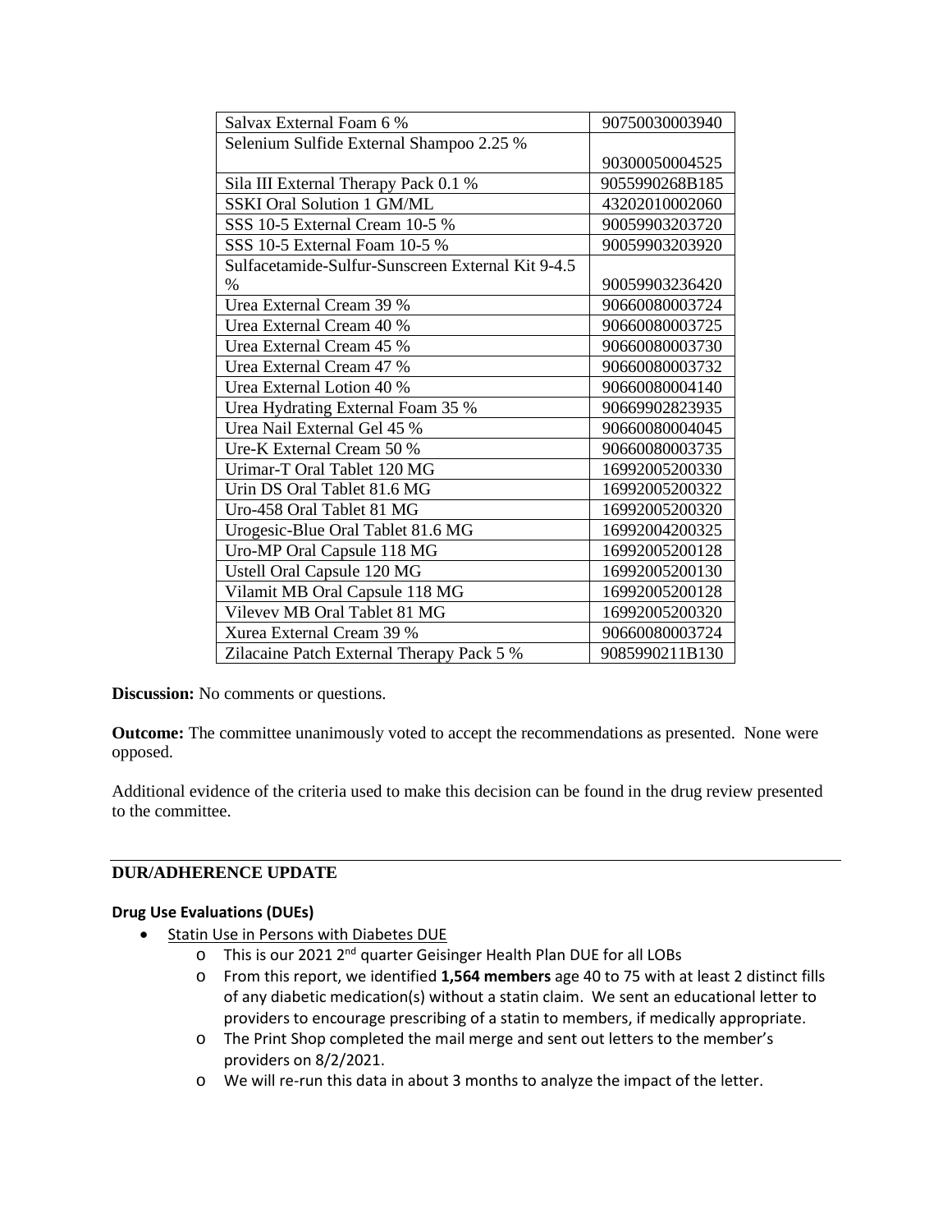| Salvax External Foam 6 % | 90750030003940 |
|---|---|
| Selenium Sulfide External Shampoo 2.25 % | 90300050004525 |
| Sila III External Therapy Pack 0.1 % | 9055990268B185 |
| SSKI Oral Solution 1 GM/ML | 43202010002060 |
| SSS 10-5 External Cream 10-5 % | 90059903203720 |
| SSS 10-5 External Foam 10-5 % | 90059903203920 |
| Sulfacetamide-Sulfur-Sunscreen External Kit 9-4.5 % | 90059903236420 |
| Urea External Cream 39 % | 90660080003724 |
| Urea External Cream 40 % | 90660080003725 |
| Urea External Cream 45 % | 90660080003730 |
| Urea External Cream 47 % | 90660080003732 |
| Urea External Lotion 40 % | 90660080004140 |
| Urea Hydrating External Foam 35 % | 90669902823935 |
| Urea Nail External Gel 45 % | 90660080004045 |
| Ure-K External Cream 50 % | 90660080003735 |
| Urimar-T Oral Tablet 120 MG | 16992005200330 |
| Urin DS Oral Tablet 81.6 MG | 16992005200322 |
| Uro-458 Oral Tablet 81 MG | 16992005200320 |
| Urogesic-Blue Oral Tablet 81.6 MG | 16992004200325 |
| Uro-MP Oral Capsule 118 MG | 16992005200128 |
| Ustell Oral Capsule 120 MG | 16992005200130 |
| Vilamit MB Oral Capsule 118 MG | 16992005200128 |
| Vilevev MB Oral Tablet 81 MG | 16992005200320 |
| Xurea External Cream 39 % | 90660080003724 |
| Zilacaine Patch External Therapy Pack 5 % | 9085990211B130 |

**Discussion:** No comments or questions.

**Outcome:** The committee unanimously voted to accept the recommendations as presented. None were opposed.

Additional evidence of the criteria used to make this decision can be found in the drug review presented to the committee.

---

## DUR/ADHERENCE UPDATE

### Drug Use Evaluations (DUEs)

- Statin Use in Persons with Diabetes DUE
  - This is our 2021 2nd quarter Geisinger Health Plan DUE for all LOBs
  - From this report, we identified **1,564 members** age 40 to 75 with at least 2 distinct fills of any diabetic medication(s) without a statin claim. We sent an educational letter to providers to encourage prescribing of a statin to members, if medically appropriate.
  - The Print Shop completed the mail merge and sent out letters to the member's providers on 8/2/2021.
  - We will re-run this data in about 3 months to analyze the impact of the letter.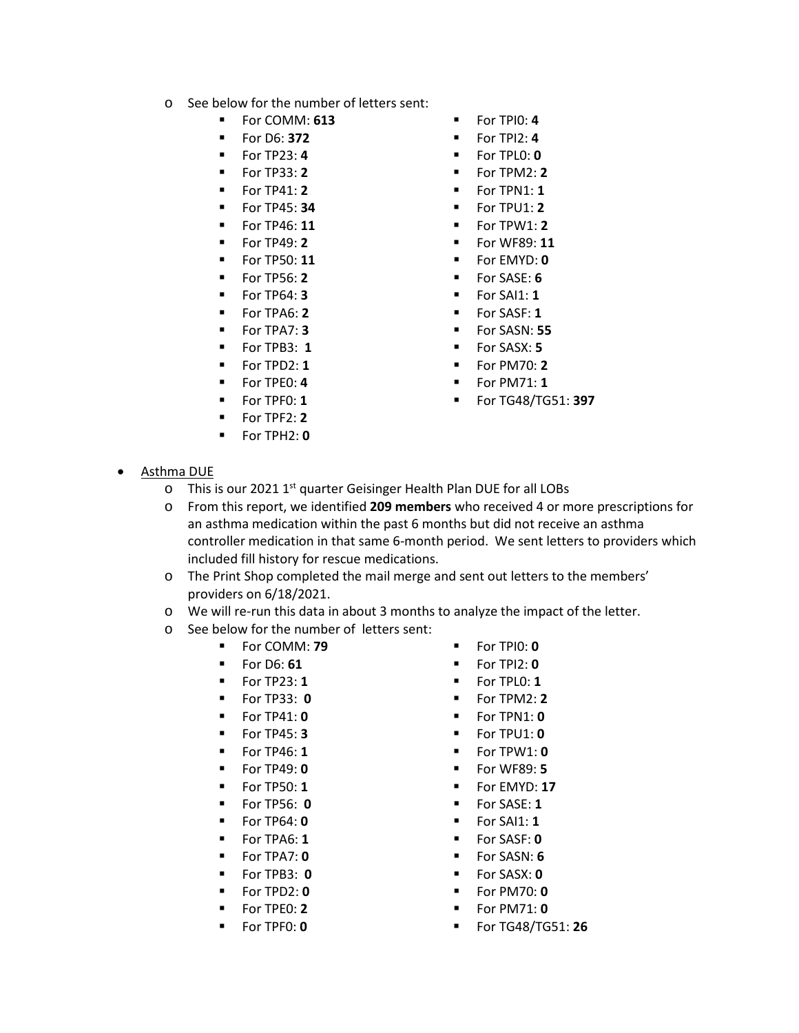- See below for the number of letters sent:
  - For COMM: **613**
  - For D6: **372**
  - For TP23: **4**
  - For TP33: **2**
  - For TP41: **2**
  - For TP45: **34**
  - For TP46: **11**
  - For TP49: **2**
  - For TP50: **11**
  - For TP56: **2**
  - For TP64: **3**
  - For TPA6: **2**
  - For TPA7: **3**
  - For TPB3: **1**
  - For TPD2: **1**
  - For TPE0: **4**
  - For TPF0: **1**
  - For TPF2: **2**
  - For TPH2: **0**
  - For TPI0: **4**
  - For TPI2: **4**
  - For TPL0: **0**
  - For TPM2: **2**
  - For TPN1: **1**
  - For TPU1: **2**
  - For TPW1: **2**
  - For WF89: **11**
  - For EMYD: **0**
  - For SASE: **6**
  - For SAI1: **1**
  - For SASF: **1**
  - For SASN: **55**
  - For SASX: **5**
  - For PM70: **2**
  - For PM71: **1**
  - For TG48/TG51: **397**

- Asthma DUE
  - This is our 2021 1st quarter Geisinger Health Plan DUE for all LOBs
  - From this report, we identified **209 members** who received 4 or more prescriptions for an asthma medication within the past 6 months but did not receive an asthma controller medication in that same 6-month period. We sent letters to providers which included fill history for rescue medications.
  - The Print Shop completed the mail merge and sent out letters to the members' providers on 6/18/2021.
  - We will re-run this data in about 3 months to analyze the impact of the letter.
  - See below for the number of letters sent:
    - For COMM: **79**
    - For D6: **61**
    - For TP23: **1**
    - For TP33: **0**
    - For TP41: **0**
    - For TP45: **3**
    - For TP46: **1**
    - For TP49: **0**
    - For TP50: **1**
    - For TP56: **0**
    - For TP64: **0**
    - For TPA6: **1**
    - For TPA7: **0**
    - For TPB3: **0**
    - For TPD2: **0**
    - For TPE0: **2**
    - For TPF0: **0**
    - For TPI0: **0**
    - For TPI2: **0**
    - For TPL0: **1**
    - For TPM2: **2**
    - For TPN1: **0**
    - For TPU1: **0**
    - For TPW1: **0**
    - For WF89: **5**
    - For EMYD: **17**
    - For SASE: **1**
    - For SAI1: **1**
    - For SASF: **0**
    - For SASN: **6**
    - For SASX: **0**
    - For PM70: **0**
    - For PM71: **0**
    - For TG48/TG51: **26**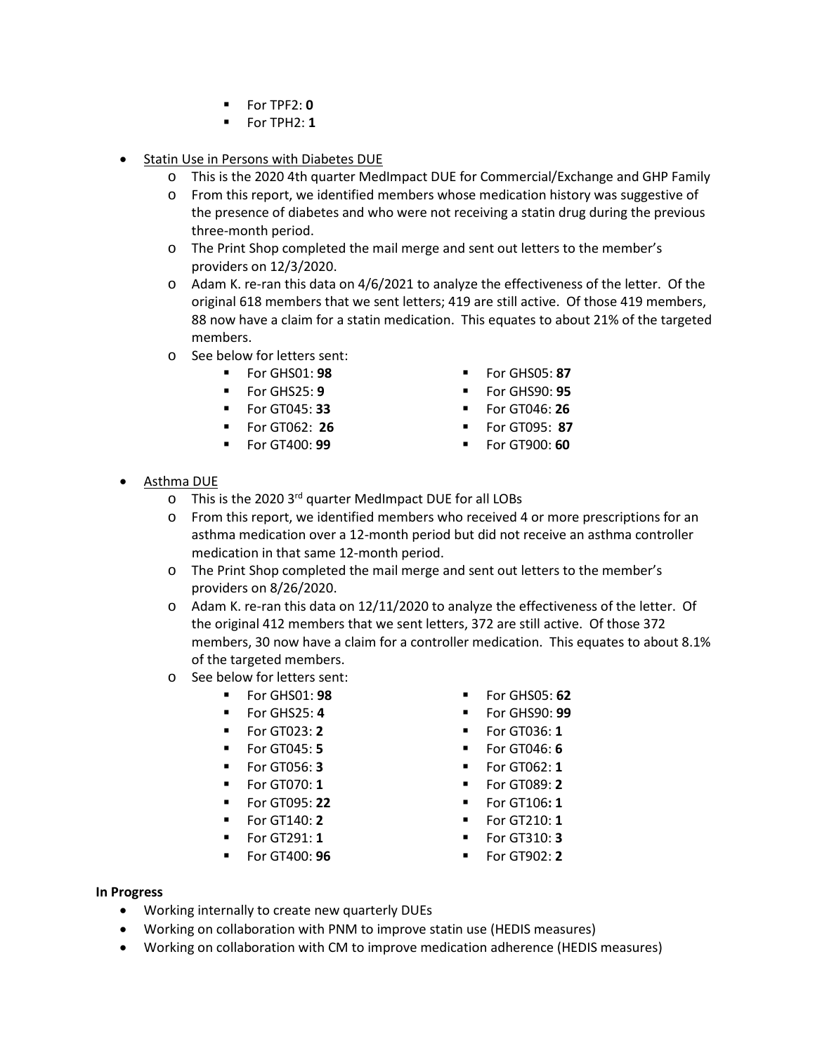- For TPF2: **0**
   - For TPH2: **1**

- Statin Use in Persons with Diabetes DUE
  - This is the 2020 4th quarter MedImpact DUE for Commercial/Exchange and GHP Family
  - From this report, we identified members whose medication history was suggestive of the presence of diabetes and who were not receiving a statin drug during the previous three-month period.
  - The Print Shop completed the mail merge and sent out letters to the member's providers on 12/3/2020.
  - Adam K. re-ran this data on 4/6/2021 to analyze the effectiveness of the letter. Of the original 618 members that we sent letters; 419 are still active. Of those 419 members, 88 now have a claim for a statin medication. This equates to about 21% of the targeted members.
  - See below for letters sent:
    - For GHS01: **98**
    - For GHS25: **9**
    - For GT045: **33**
    - For GT062: **26**
    - For GT400: **99**
    - For GHS05: **87**
    - For GHS90: **95**
    - For GT046: **26**
    - For GT095: **87**
    - For GT900: **60**

- Asthma DUE
  - This is the 2020 3rd quarter MedImpact DUE for all LOBs
  - From this report, we identified members who received 4 or more prescriptions for an asthma medication over a 12-month period but did not receive an asthma controller medication in that same 12-month period.
  - The Print Shop completed the mail merge and sent out letters to the member's providers on 8/26/2020.
  - Adam K. re-ran this data on 12/11/2020 to analyze the effectiveness of the letter. Of the original 412 members that we sent letters, 372 are still active. Of those 372 members, 30 now have a claim for a controller medication. This equates to about 8.1% of the targeted members.
  - See below for letters sent:
    - For GHS01: **98**
    - For GHS25: **4**
    - For GT023: **2**
    - For GT045: **5**
    - For GT056: **3**
    - For GT070: **1**
    - For GT095: **22**
    - For GT140: **2**
    - For GT291: **1**
    - For GT400: **96**
    - For GHS05: **62**
    - For GHS90: **99**
    - For GT036: **1**
    - For GT046: **6**
    - For GT062: **1**
    - For GT089: **2**
    - For GT106**: 1**
    - For GT210: **1**
    - For GT310: **3**
    - For GT902: **2**

**In Progress**

- Working internally to create new quarterly DUEs
- Working on collaboration with PNM to improve statin use (HEDIS measures)
- Working on collaboration with CM to improve medication adherence (HEDIS measures)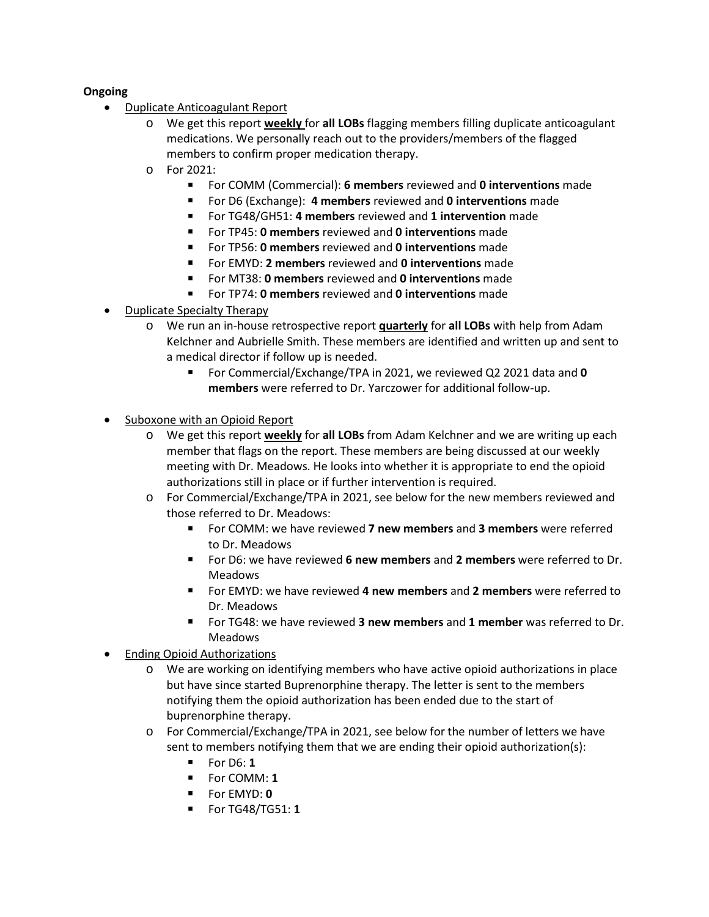**Ongoing**

- Duplicate Anticoagulant Report
  - We get this report **weekly** for **all LOBs** flagging members filling duplicate anticoagulant medications. We personally reach out to the providers/members of the flagged members to confirm proper medication therapy.
  - For 2021:
    - For COMM (Commercial): **6 members** reviewed and **0 interventions** made
    - For D6 (Exchange): **4 members** reviewed and **0 interventions** made
    - For TG48/GH51: **4 members** reviewed and **1 intervention** made
    - For TP45: **0 members** reviewed and **0 interventions** made
    - For TP56: **0 members** reviewed and **0 interventions** made
    - For EMYD: **2 members** reviewed and **0 interventions** made
    - For MT38: **0 members** reviewed and **0 interventions** made
    - For TP74: **0 members** reviewed and **0 interventions** made
- Duplicate Specialty Therapy
  - We run an in-house retrospective report **quarterly** for **all LOBs** with help from Adam Kelchner and Aubrielle Smith. These members are identified and written up and sent to a medical director if follow up is needed.
    - For Commercial/Exchange/TPA in 2021, we reviewed Q2 2021 data and **0 members** were referred to Dr. Yarczower for additional follow-up.
- Suboxone with an Opioid Report
  - We get this report **weekly** for **all LOBs** from Adam Kelchner and we are writing up each member that flags on the report. These members are being discussed at our weekly meeting with Dr. Meadows. He looks into whether it is appropriate to end the opioid authorizations still in place or if further intervention is required.
  - For Commercial/Exchange/TPA in 2021, see below for the new members reviewed and those referred to Dr. Meadows:
    - For COMM: we have reviewed **7 new members** and **3 members** were referred to Dr. Meadows
    - For D6: we have reviewed **6 new members** and **2 members** were referred to Dr. Meadows
    - For EMYD: we have reviewed **4 new members** and **2 members** were referred to Dr. Meadows
    - For TG48: we have reviewed **3 new members** and **1 member** was referred to Dr. Meadows
- Ending Opioid Authorizations
  - We are working on identifying members who have active opioid authorizations in place but have since started Buprenorphine therapy. The letter is sent to the members notifying them the opioid authorization has been ended due to the start of buprenorphine therapy.
  - For Commercial/Exchange/TPA in 2021, see below for the number of letters we have sent to members notifying them that we are ending their opioid authorization(s):
    - For D6: **1**
    - For COMM: **1**
    - For EMYD: **0**
    - For TG48/TG51: **1**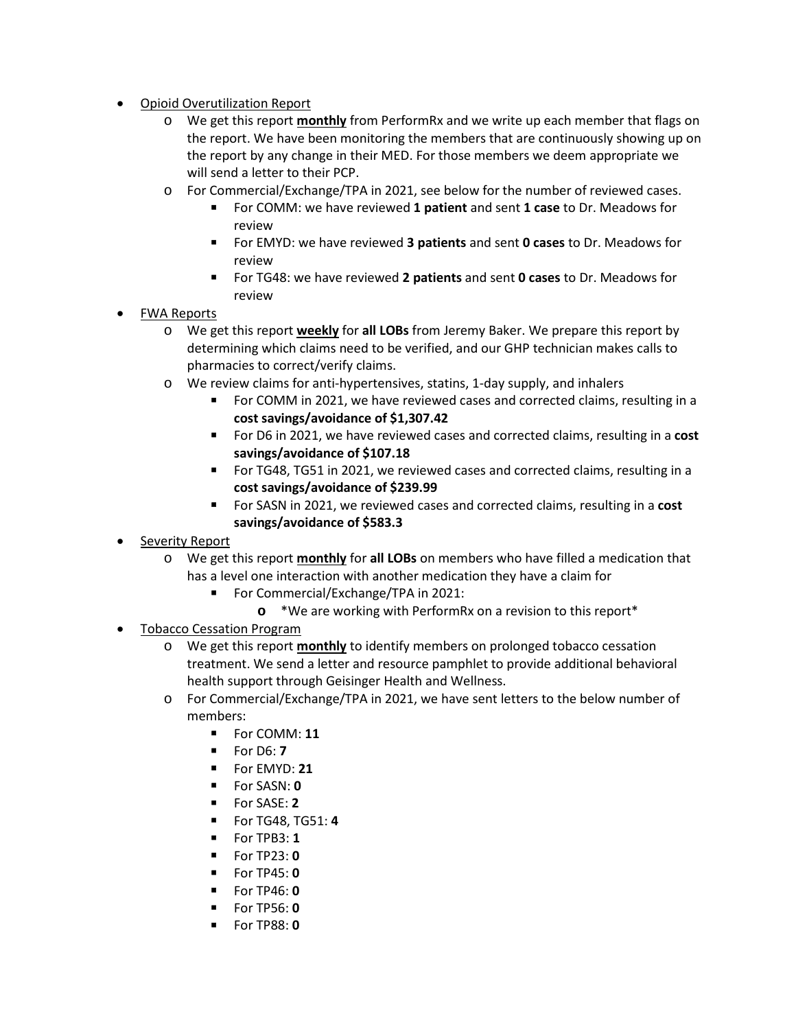- <u>Opioid Overutilization Report</u>
    - We get this report <u>**monthly**</u> from PerformRx and we write up each member that flags on the report. We have been monitoring the members that are continuously showing up on the report by any change in their MED. For those members we deem appropriate we will send a letter to their PCP.
    - For Commercial/Exchange/TPA in 2021, see below for the number of reviewed cases.
        - For COMM: we have reviewed **1 patient** and sent **1 case** to Dr. Meadows for review
        - For EMYD: we have reviewed **3 patients** and sent **0 cases** to Dr. Meadows for review
        - For TG48: we have reviewed **2 patients** and sent **0 cases** to Dr. Meadows for review
- <u>FWA Reports</u>
    - We get this report <u>**weekly**</u> for **all LOBs** from Jeremy Baker. We prepare this report by determining which claims need to be verified, and our GHP technician makes calls to pharmacies to correct/verify claims.
    - We review claims for anti-hypertensives, statins, 1-day supply, and inhalers
        - For COMM in 2021, we have reviewed cases and corrected claims, resulting in a **cost savings/avoidance of $1,307.42**
        - For D6 in 2021, we have reviewed cases and corrected claims, resulting in a **cost savings/avoidance of $107.18**
        - For TG48, TG51 in 2021, we reviewed cases and corrected claims, resulting in a **cost savings/avoidance of $239.99**
        - For SASN in 2021, we reviewed cases and corrected claims, resulting in a **cost savings/avoidance of $583.3**
- <u>Severity Report</u>
    - We get this report <u>**monthly**</u> for **all LOBs** on members who have filled a medication that has a level one interaction with another medication they have a claim for
        - For Commercial/Exchange/TPA in 2021:
            - *We are working with PerformRx on a revision to this report*
- <u>Tobacco Cessation Program</u>
    - We get this report <u>**monthly**</u> to identify members on prolonged tobacco cessation treatment. We send a letter and resource pamphlet to provide additional behavioral health support through Geisinger Health and Wellness.
    - For Commercial/Exchange/TPA in 2021, we have sent letters to the below number of members:
        - For COMM: **11**
        - For D6: **7**
        - For EMYD: **21**
        - For SASN: **0**
        - For SASE: **2**
        - For TG48, TG51: **4**
        - For TPB3: **1**
        - For TP23: **0**
        - For TP45: **0**
        - For TP46: **0**
        - For TP56: **0**
        - For TP88: **0**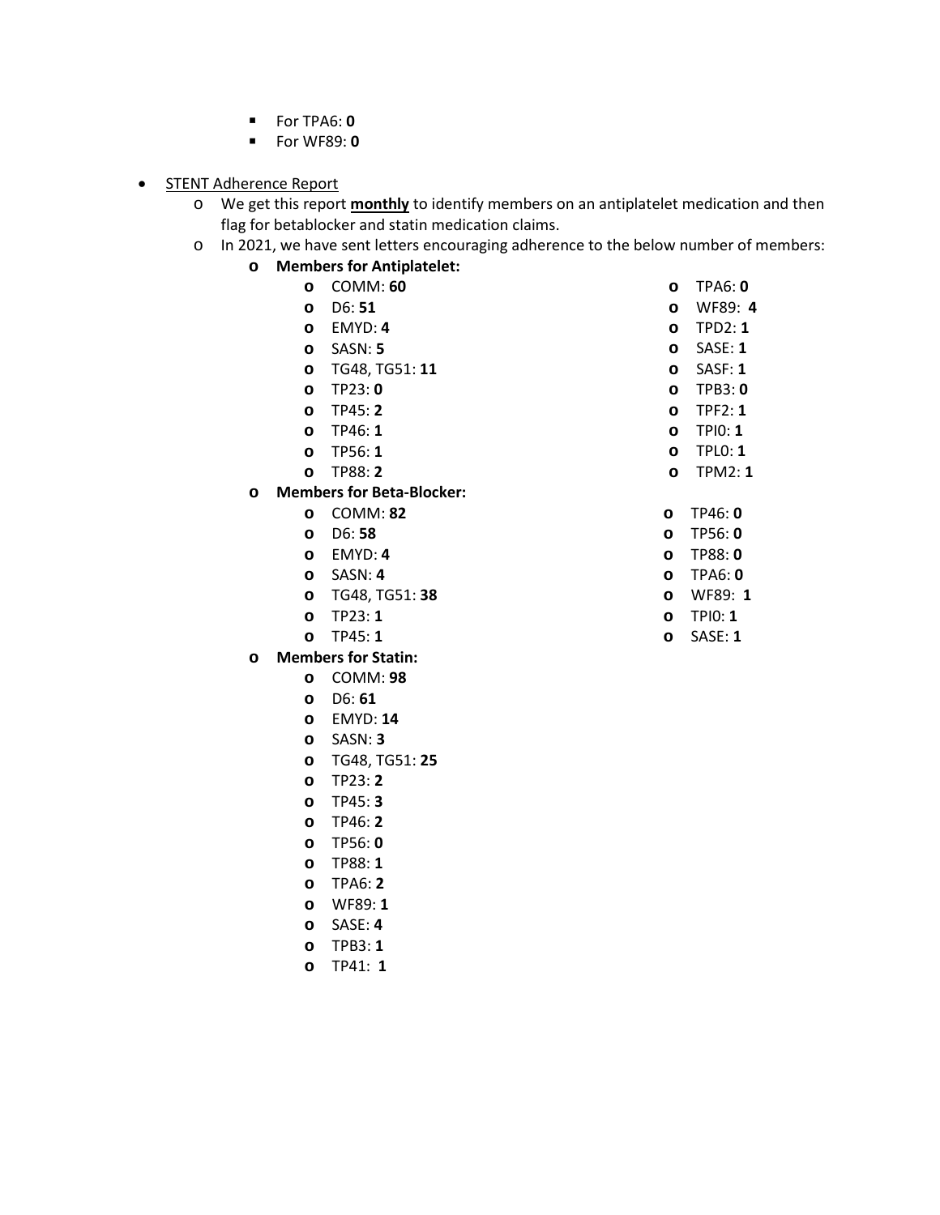- For TPA6: **0**
   - For WF89: **0**

- <u>STENT Adherence Report</u>
  - We get this report **<u>monthly</u>** to identify members on an antiplatelet medication and then flag for betablocker and statin medication claims.
  - In 2021, we have sent letters encouraging adherence to the below number of members:
    - **Members for Antiplatelet:**
      - COMM: **60**
      - D6: **51**
      - EMYD: **4**
      - SASN: **5**
      - TG48, TG51: **11**
      - TP23: **0**
      - TP45: **2**
      - TP46: **1**
      - TP56: **1**
      - TP88: **2**
      - TPA6: **0**
      - WF89: **4**
      - TPD2: **1**
      - SASE: **1**
      - SASF: **1**
      - TPB3: **0**
      - TPF2: **1**
      - TPI0: **1**
      - TPL0: **1**
      - TPM2: **1**
    - **Members for Beta-Blocker:**
      - COMM: **82**
      - D6: **58**
      - EMYD: **4**
      - SASN: **4**
      - TG48, TG51: **38**
      - TP23: **1**
      - TP45: **1**
      - TP46: **0**
      - TP56: **0**
      - TP88: **0**
      - TPA6: **0**
      - WF89: **1**
      - TPI0: **1**
      - SASE: **1**
    - **Members for Statin:**
      - COMM: **98**
      - D6: **61**
      - EMYD: **14**
      - SASN: **3**
      - TG48, TG51: **25**
      - TP23: **2**
      - TP45: **3**
      - TP46: **2**
      - TP56: **0**
      - TP88: **1**
      - TPA6: **2**
      - WF89: **1**
      - SASE: **4**
      - TPB3: **1**
      - TP41: **1**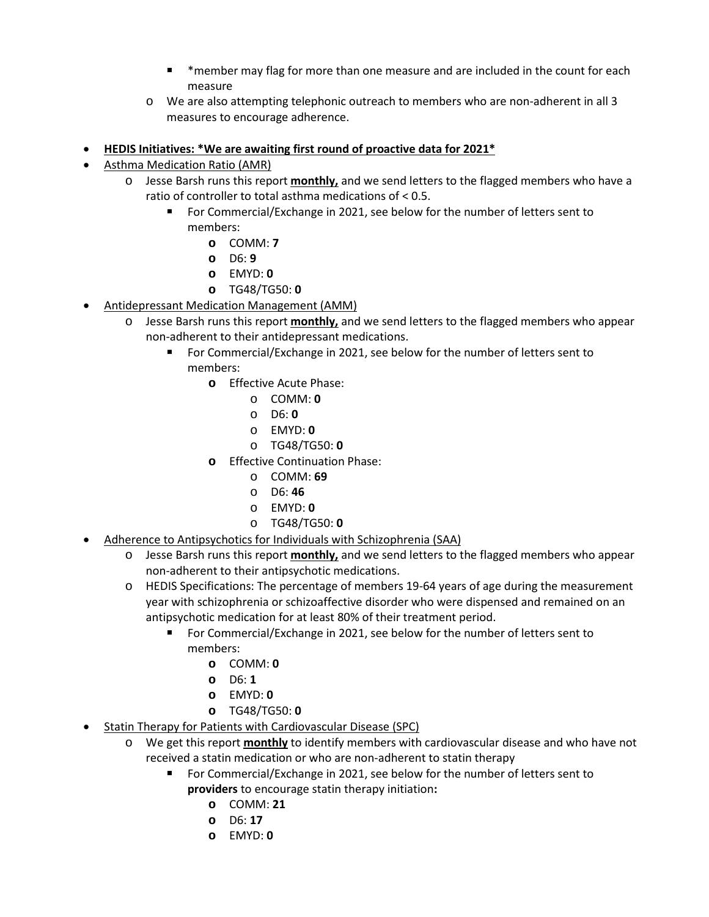- *member may flag for more than one measure and are included in the count for each measure
    - We are also attempting telephonic outreach to members who are non-adherent in all 3 measures to encourage adherence.

- **<u>HEDIS Initiatives: *We are awaiting first round of proactive data for 2021*</u>**
- <u>Asthma Medication Ratio (AMR)</u>
    - Jesse Barsh runs this report **<u>monthly,</u>** and we send letters to the flagged members who have a ratio of controller to total asthma medications of < 0.5.
        - For Commercial/Exchange in 2021, see below for the number of letters sent to members:
            - COMM: **7**
            - D6: **9**
            - EMYD: **0**
            - TG48/TG50: **0**
- <u>Antidepressant Medication Management (AMM)</u>
    - Jesse Barsh runs this report **<u>monthly,</u>** and we send letters to the flagged members who appear non-adherent to their antidepressant medications.
        - For Commercial/Exchange in 2021, see below for the number of letters sent to members:
            - Effective Acute Phase:
                - COMM: **0**
                - D6: **0**
                - EMYD: **0**
                - TG48/TG50: **0**
            - Effective Continuation Phase:
                - COMM: **69**
                - D6: **46**
                - EMYD: **0**
                - TG48/TG50: **0**
- <u>Adherence to Antipsychotics for Individuals with Schizophrenia (SAA)</u>
    - Jesse Barsh runs this report **<u>monthly,</u>** and we send letters to the flagged members who appear non-adherent to their antipsychotic medications.
    - HEDIS Specifications: The percentage of members 19-64 years of age during the measurement year with schizophrenia or schizoaffective disorder who were dispensed and remained on an antipsychotic medication for at least 80% of their treatment period.
        - For Commercial/Exchange in 2021, see below for the number of letters sent to members:
            - COMM: **0**
            - D6: **1**
            - EMYD: **0**
            - TG48/TG50: **0**
- <u>Statin Therapy for Patients with Cardiovascular Disease (SPC)</u>
    - We get this report **<u>monthly</u>** to identify members with cardiovascular disease and who have not received a statin medication or who are non-adherent to statin therapy
        - For Commercial/Exchange in 2021, see below for the number of letters sent to **providers** to encourage statin therapy initiation**:**
            - COMM: **21**
            - D6: **17**
            - EMYD: **0**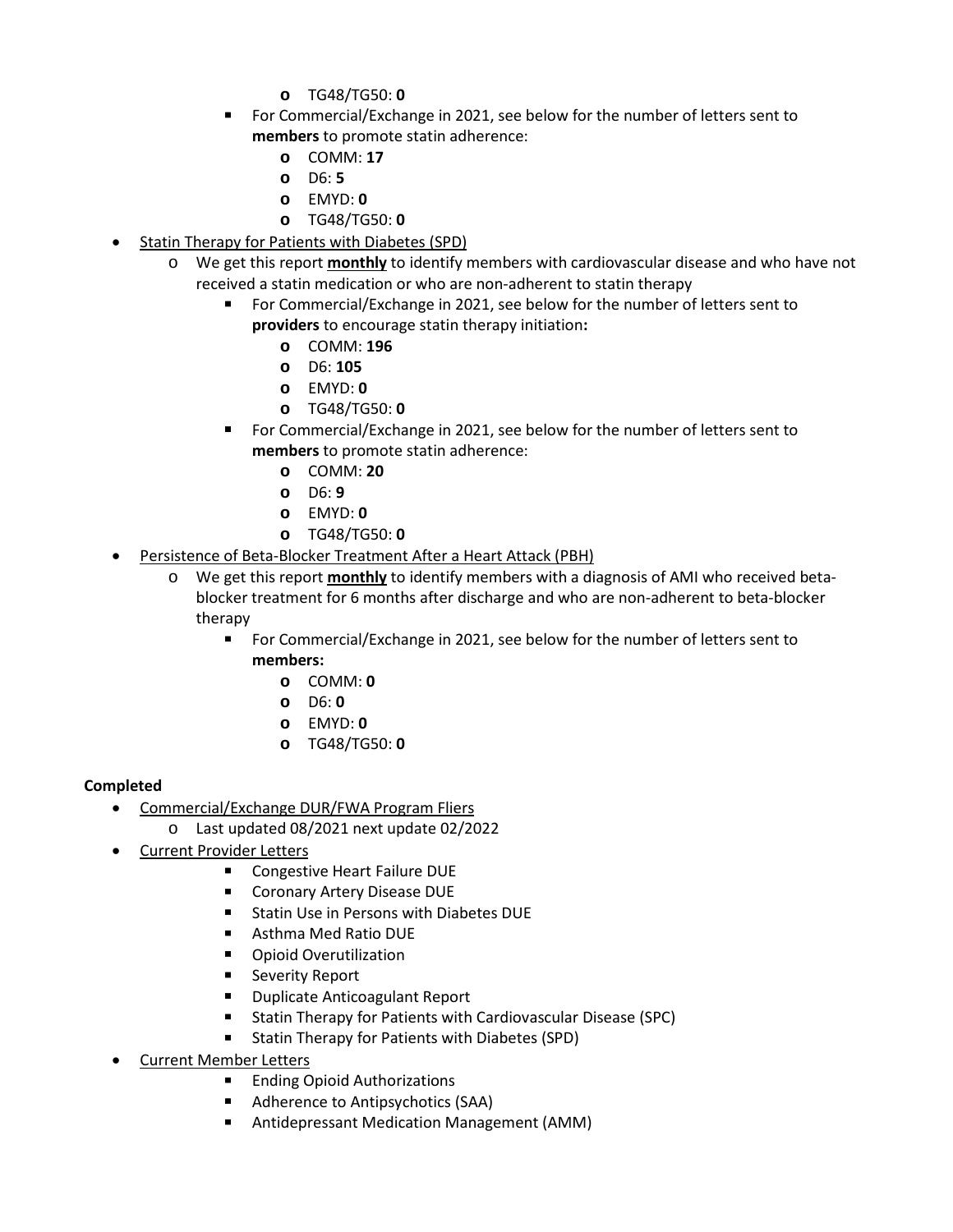- TG48/TG50: **0**
        - For Commercial/Exchange in 2021, see below for the number of letters sent to **members** to promote statin adherence:
            - COMM: **17**
            - D6: **5**
            - EMYD: **0**
            - TG48/TG50: **0**
- Statin Therapy for Patients with Diabetes (SPD)
    - We get this report **monthly** to identify members with cardiovascular disease and who have not received a statin medication or who are non-adherent to statin therapy
        - For Commercial/Exchange in 2021, see below for the number of letters sent to **providers** to encourage statin therapy initiation**:**
            - COMM: **196**
            - D6: **105**
            - EMYD: **0**
            - TG48/TG50: **0**
        - For Commercial/Exchange in 2021, see below for the number of letters sent to **members** to promote statin adherence:
            - COMM: **20**
            - D6: **9**
            - EMYD: **0**
            - TG48/TG50: **0**
- Persistence of Beta-Blocker Treatment After a Heart Attack (PBH)
    - We get this report **monthly** to identify members with a diagnosis of AMI who received beta-blocker treatment for 6 months after discharge and who are non-adherent to beta-blocker therapy
        - For Commercial/Exchange in 2021, see below for the number of letters sent to **members:**
            - COMM: **0**
            - D6: **0**
            - EMYD: **0**
            - TG48/TG50: **0**

**Completed**

- Commercial/Exchange DUR/FWA Program Fliers
    - Last updated 08/2021 next update 02/2022
- Current Provider Letters
    - Congestive Heart Failure DUE
    - Coronary Artery Disease DUE
    - Statin Use in Persons with Diabetes DUE
    - Asthma Med Ratio DUE
    - Opioid Overutilization
    - Severity Report
    - Duplicate Anticoagulant Report
    - Statin Therapy for Patients with Cardiovascular Disease (SPC)
    - Statin Therapy for Patients with Diabetes (SPD)
- Current Member Letters
    - Ending Opioid Authorizations
    - Adherence to Antipsychotics (SAA)
    - Antidepressant Medication Management (AMM)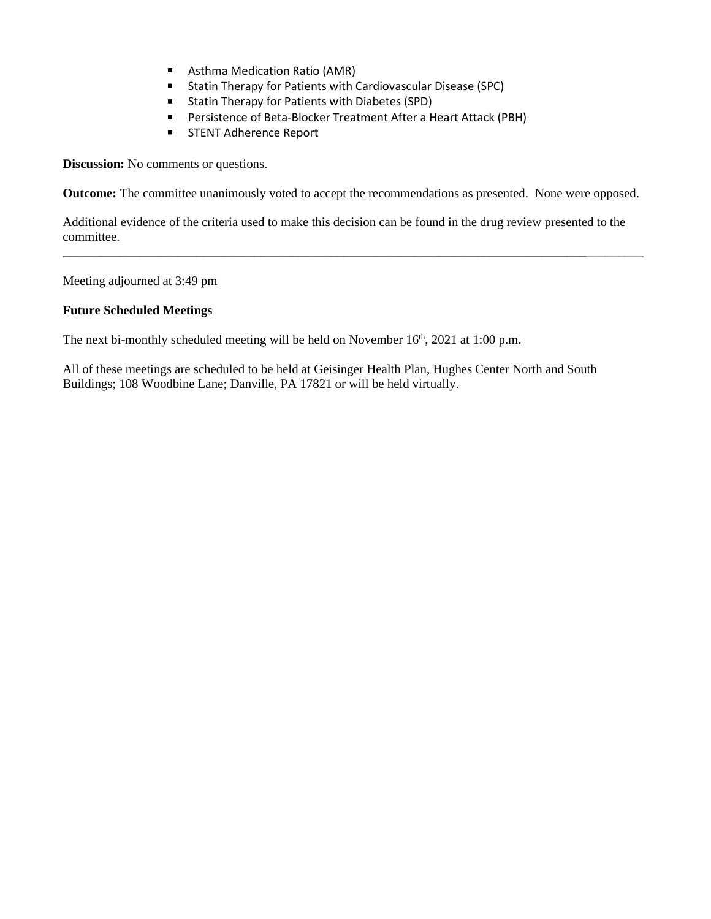- Asthma Medication Ratio (AMR)
- Statin Therapy for Patients with Cardiovascular Disease (SPC)
- Statin Therapy for Patients with Diabetes (SPD)
- Persistence of Beta-Blocker Treatment After a Heart Attack (PBH)
- STENT Adherence Report

**Discussion:** No comments or questions.

**Outcome:** The committee unanimously voted to accept the recommendations as presented. None were opposed.

Additional evidence of the criteria used to make this decision can be found in the drug review presented to the committee.

---

Meeting adjourned at 3:49 pm

**Future Scheduled Meetings**

The next bi-monthly scheduled meeting will be held on November 16th, 2021 at 1:00 p.m.

All of these meetings are scheduled to be held at Geisinger Health Plan, Hughes Center North and South Buildings; 108 Woodbine Lane; Danville, PA 17821 or will be held virtually.